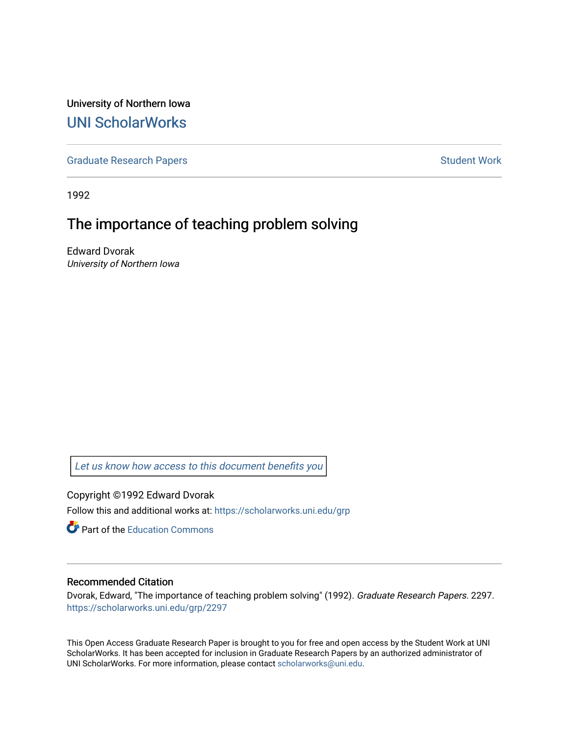University of Northern Iowa

# UNI ScholarWorks

Graduate Research Papers | Student Work

1992

## The importance of teaching problem solving

Edward Dvorak
*University of Northern Iowa*

*Let us know how access to this document benefits you*

Copyright ©1992 Edward Dvorak

Follow this and additional works at: https://scholarworks.uni.edu/grp

Part of the Education Commons

### Recommended Citation

Dvorak, Edward, "The importance of teaching problem solving" (1992). *Graduate Research Papers*. 2297.
https://scholarworks.uni.edu/grp/2297

This Open Access Graduate Research Paper is brought to you for free and open access by the Student Work at UNI ScholarWorks. It has been accepted for inclusion in Graduate Research Papers by an authorized administrator of UNI ScholarWorks. For more information, please contact scholarworks@uni.edu.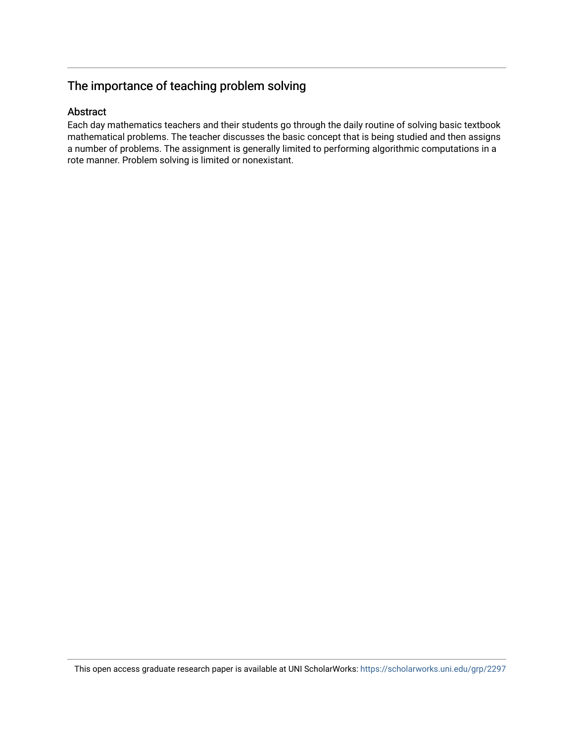## The importance of teaching problem solving

### Abstract

Each day mathematics teachers and their students go through the daily routine of solving basic textbook mathematical problems. The teacher discusses the basic concept that is being studied and then assigns a number of problems. The assignment is generally limited to performing algorithmic computations in a rote manner. Problem solving is limited or nonexistant.

This open access graduate research paper is available at UNI ScholarWorks: https://scholarworks.uni.edu/grp/2297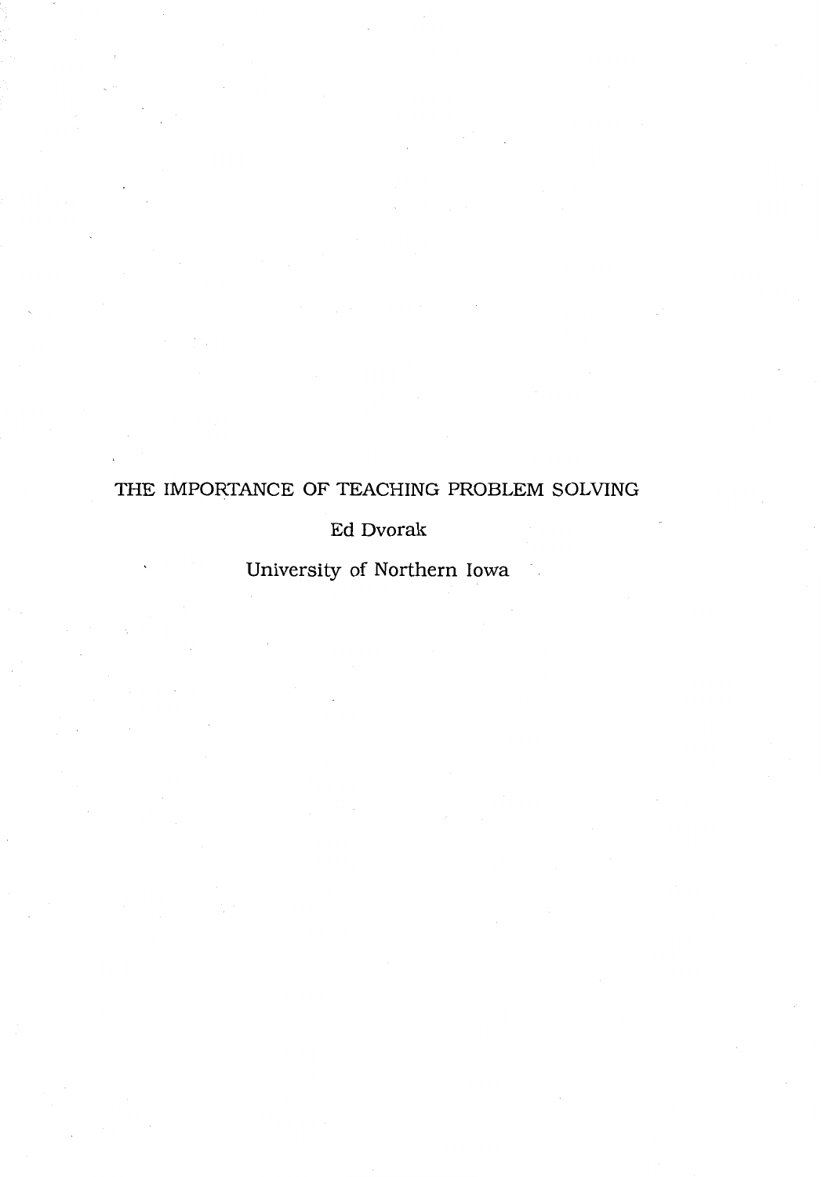# THE IMPORTANCE OF TEACHING PROBLEM SOLVING

Ed Dvorak

University of Northern Iowa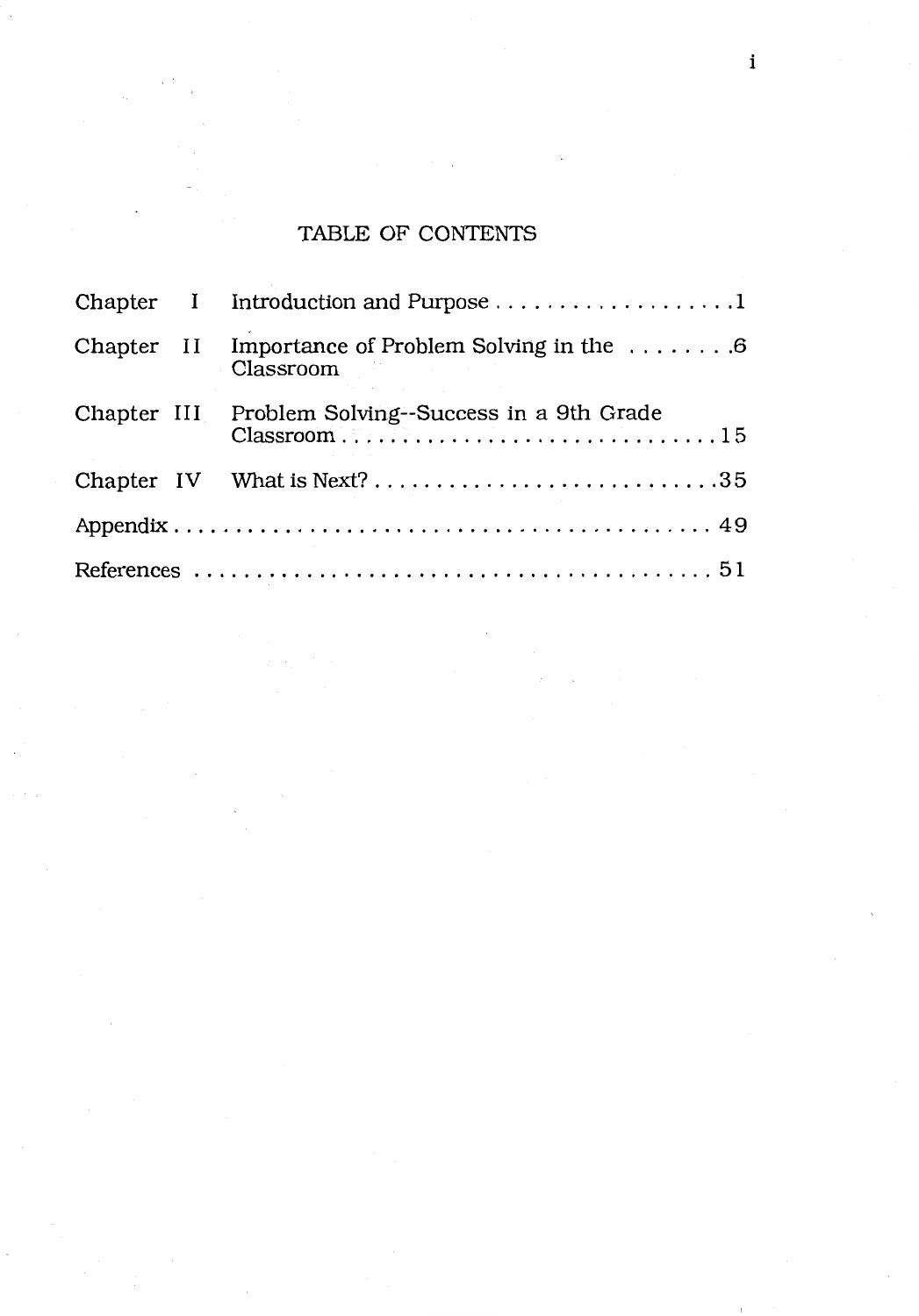# TABLE OF CONTENTS

| | | |
|---|---|---|
| Chapter I | Introduction and Purpose | 1 |
| Chapter II | Importance of Problem Solving in the Classroom | 6 |
| Chapter III | Problem Solving--Success in a 9th Grade Classroom | 15 |
| Chapter IV | What is Next? | 35 |
| Appendix | | 49 |
| References | | 51 |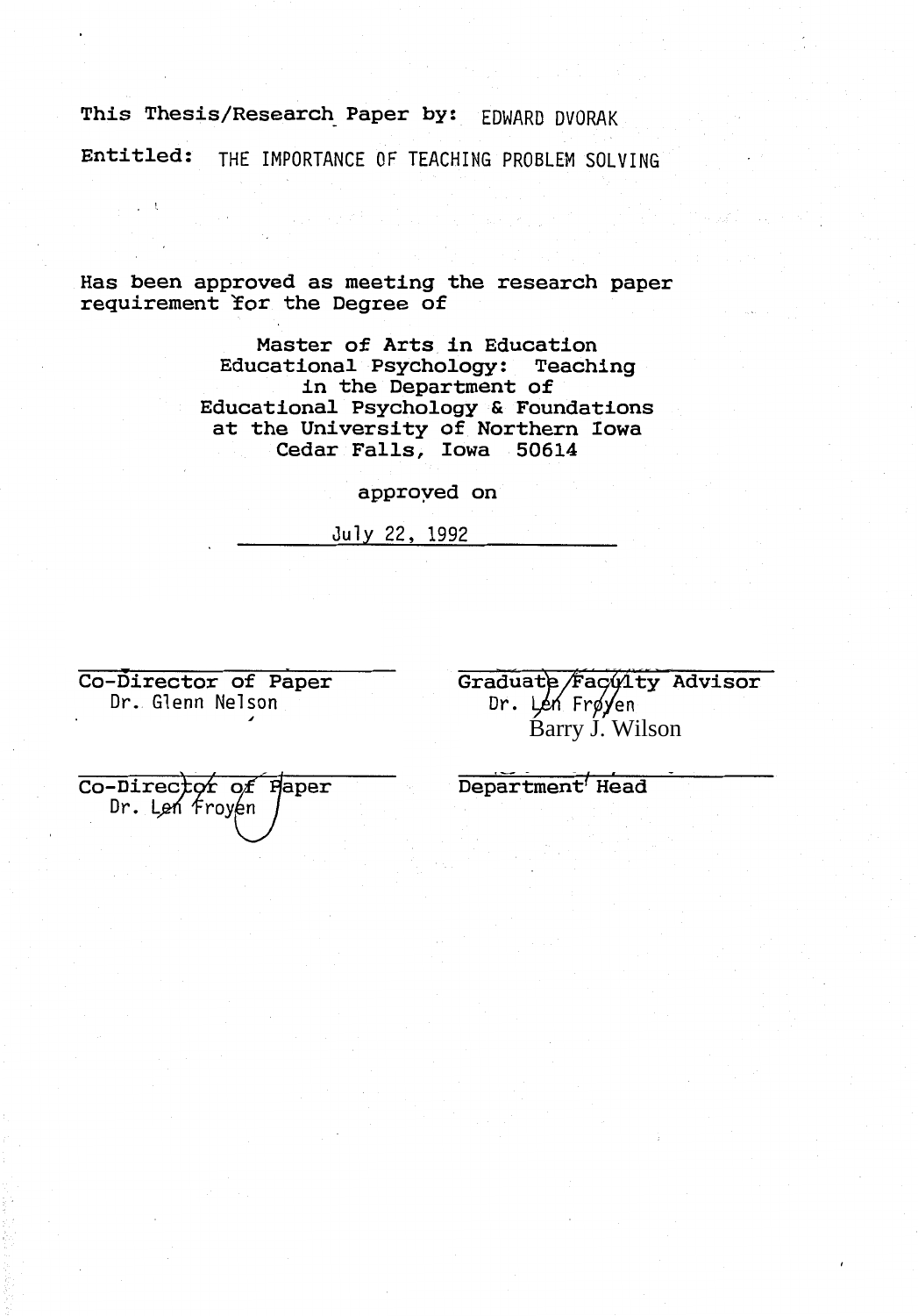This Thesis/Research Paper by: EDWARD DVORAK

Entitled: THE IMPORTANCE OF TEACHING PROBLEM SOLVING

Has been approved as meeting the research paper requirement for the Degree of

Master of Arts in Education
Educational Psychology: Teaching
in the Department of
Educational Psychology & Foundations
at the University of Northern Iowa
Cedar Falls, Iowa 50614

approved on

July 22, 1992

Co-Director of Paper
Dr. Glenn Nelson

Graduate Faculty Advisor
Dr. Len Froyen
Barry J. Wilson

Co-Director of Paper
Dr. Len Froyen

Department Head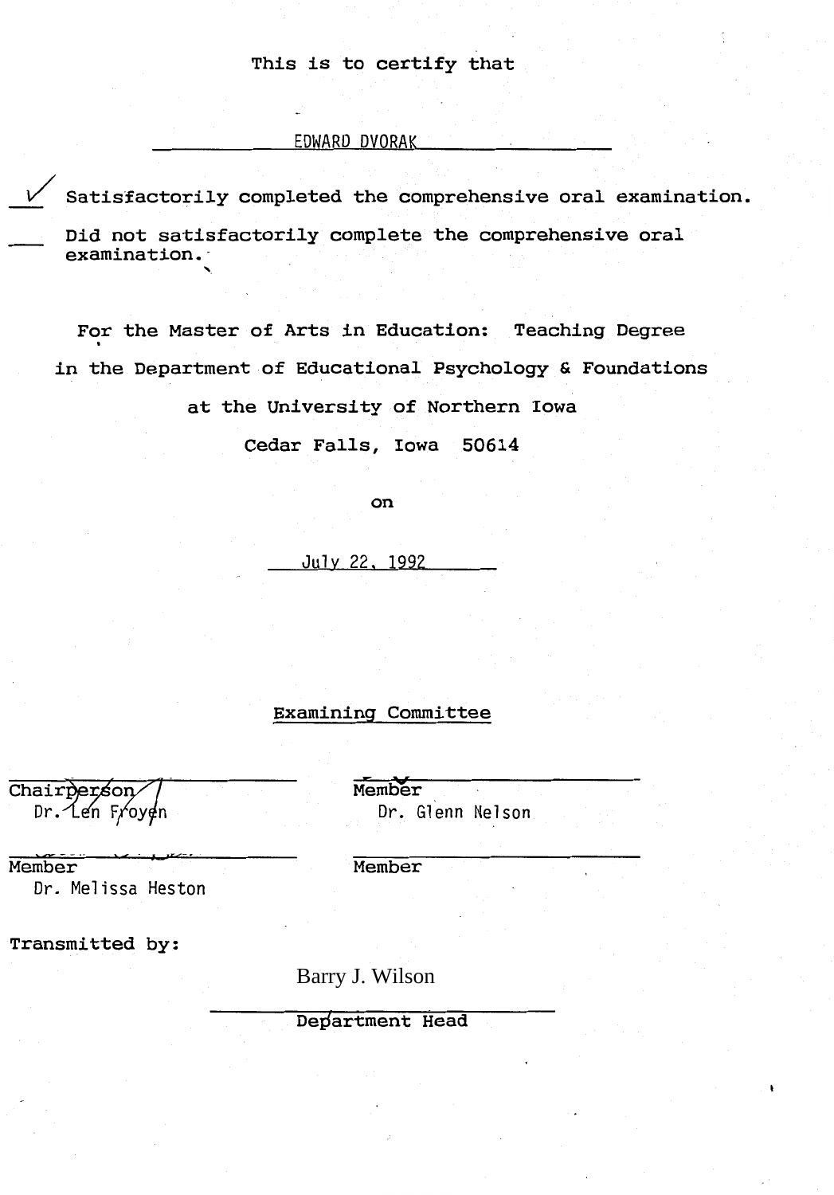This is to certify that

EDWARD DVORAK

✓ Satisfactorily completed the comprehensive oral examination.

___ Did not satisfactorily complete the comprehensive oral examination.

For the Master of Arts in Education: Teaching Degree

in the Department of Educational Psychology & Foundations

at the University of Northern Iowa

Cedar Falls, Iowa 50614

on

July 22, 1992

Examining Committee

Chairperson
Dr. Len Froyen

Member
Dr. Glenn Nelson

Member
Dr. Melissa Heston

Member

Transmitted by:

Barry J. Wilson

Department Head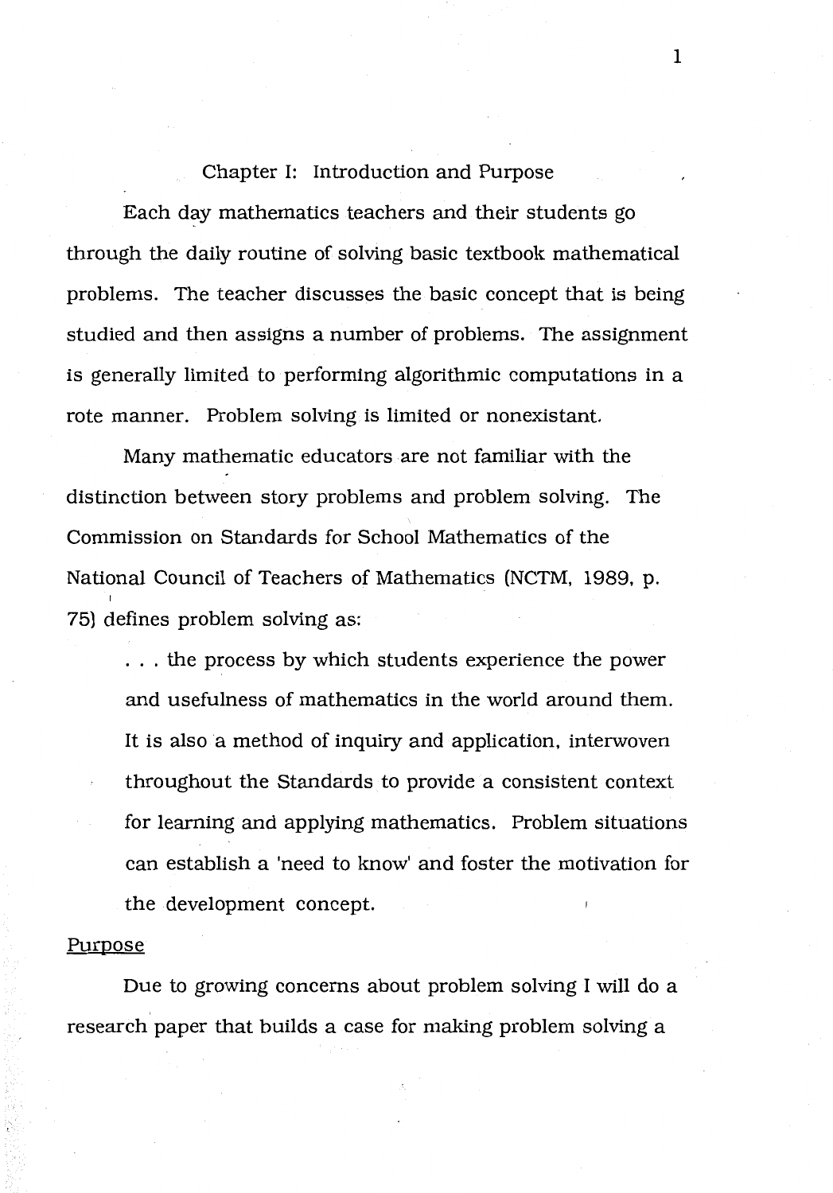## Chapter I: Introduction and Purpose

Each day mathematics teachers and their students go through the daily routine of solving basic textbook mathematical problems. The teacher discusses the basic concept that is being studied and then assigns a number of problems. The assignment is generally limited to performing algorithmic computations in a rote manner. Problem solving is limited or nonexistant.

Many mathematic educators are not familiar with the distinction between story problems and problem solving. The Commission on Standards for School Mathematics of the National Council of Teachers of Mathematics (NCTM, 1989, p. 75) defines problem solving as:

> . . . the process by which students experience the power and usefulness of mathematics in the world around them. It is also a method of inquiry and application, interwoven throughout the Standards to provide a consistent context for learning and applying mathematics. Problem situations can establish a 'need to know' and foster the motivation for the development concept.

### Purpose

Due to growing concerns about problem solving I will do a research paper that builds a case for making problem solving a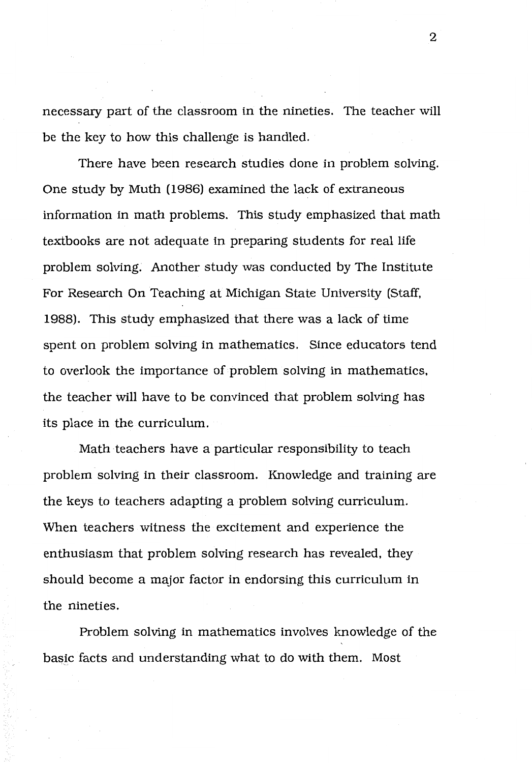necessary part of the classroom in the nineties. The teacher will be the key to how this challenge is handled.

There have been research studies done in problem solving. One study by Muth (1986) examined the lack of extraneous information in math problems. This study emphasized that math textbooks are not adequate in preparing students for real life problem solving. Another study was conducted by The Institute For Research On Teaching at Michigan State University (Staff, 1988). This study emphasized that there was a lack of time spent on problem solving in mathematics. Since educators tend to overlook the importance of problem solving in mathematics, the teacher will have to be convinced that problem solving has its place in the curriculum.

Math teachers have a particular responsibility to teach problem solving in their classroom. Knowledge and training are the keys to teachers adapting a problem solving curriculum. When teachers witness the excitement and experience the enthusiasm that problem solving research has revealed, they should become a major factor in endorsing this curriculum in the nineties.

Problem solving in mathematics involves knowledge of the basic facts and understanding what to do with them. Most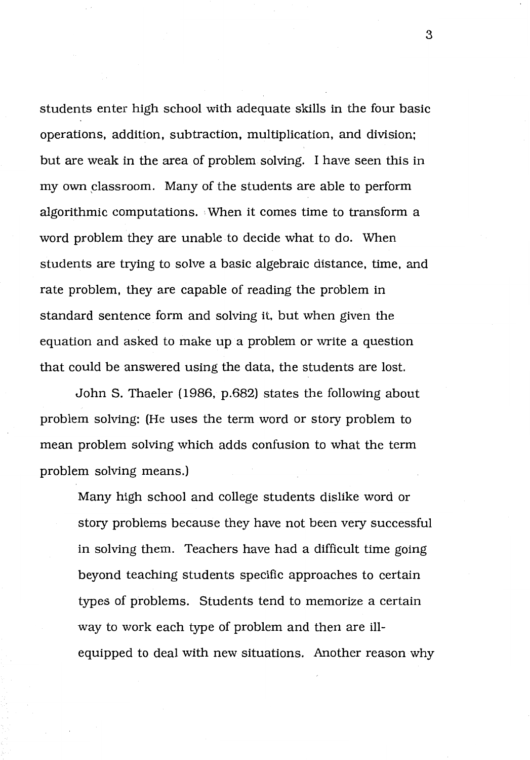students enter high school with adequate skills in the four basic operations, addition, subtraction, multiplication, and division; but are weak in the area of problem solving. I have seen this in my own classroom. Many of the students are able to perform algorithmic computations. When it comes time to transform a word problem they are unable to decide what to do. When students are trying to solve a basic algebraic distance, time, and rate problem, they are capable of reading the problem in standard sentence form and solving it, but when given the equation and asked to make up a problem or write a question that could be answered using the data, the students are lost.

John S. Thaeler (1986, p.682) states the following about problem solving: (He uses the term word or story problem to mean problem solving which adds confusion to what the term problem solving means.)

> Many high school and college students dislike word or story problems because they have not been very successful in solving them. Teachers have had a difficult time going beyond teaching students specific approaches to certain types of problems. Students tend to memorize a certain way to work each type of problem and then are ill-equipped to deal with new situations. Another reason why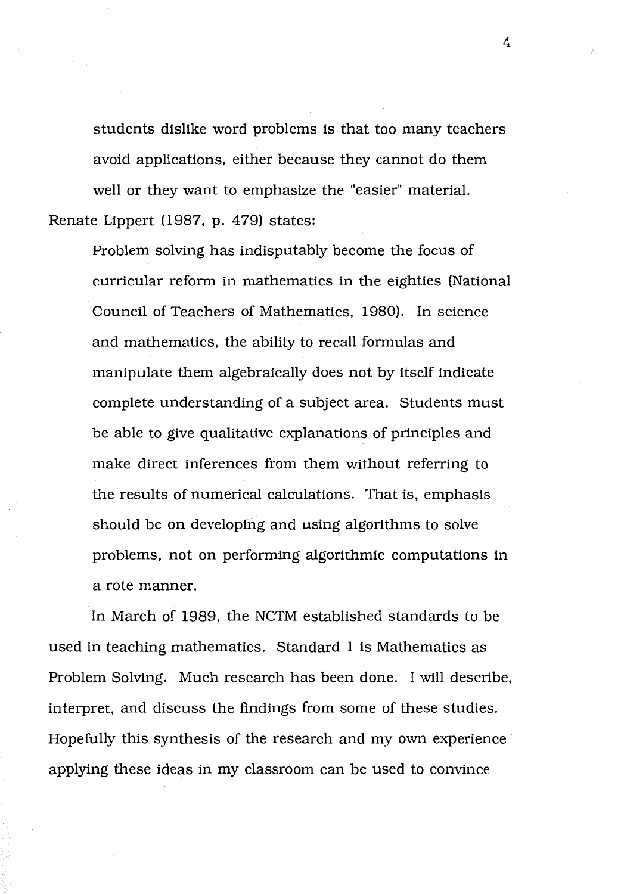students dislike word problems is that too many teachers avoid applications, either because they cannot do them well or they want to emphasize the "easier" material.

Renate Lippert (1987, p. 479) states:

> Problem solving has indisputably become the focus of curricular reform in mathematics in the eighties (National Council of Teachers of Mathematics, 1980). In science and mathematics, the ability to recall formulas and manipulate them algebraically does not by itself indicate complete understanding of a subject area. Students must be able to give qualitative explanations of principles and make direct inferences from them without referring to the results of numerical calculations. That is, emphasis should be on developing and using algorithms to solve problems, not on performing algorithmic computations in a rote manner.

In March of 1989, the NCTM established standards to be used in teaching mathematics. Standard 1 is Mathematics as Problem Solving. Much research has been done. I will describe, interpret, and discuss the findings from some of these studies. Hopefully this synthesis of the research and my own experience applying these ideas in my classroom can be used to convince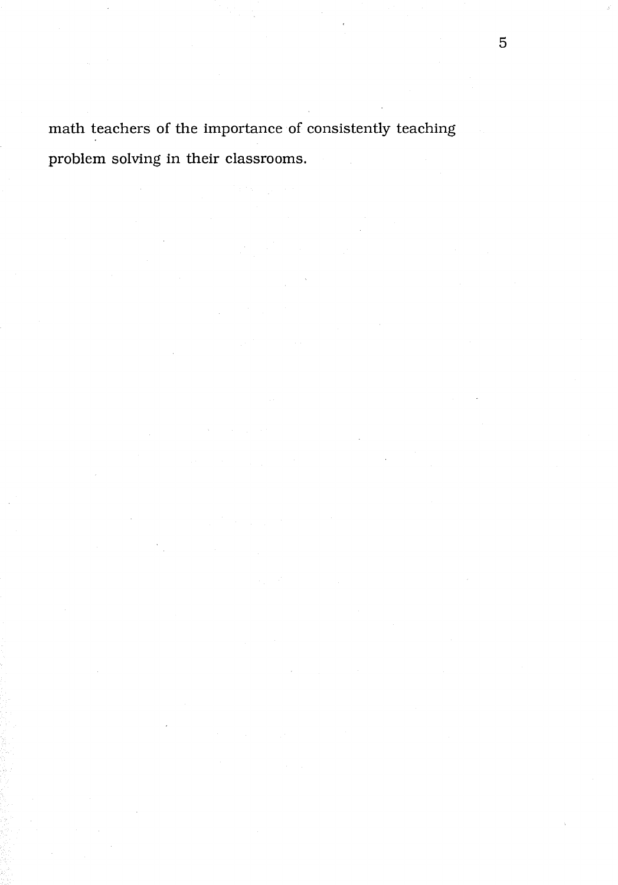math teachers of the importance of consistently teaching problem solving in their classrooms.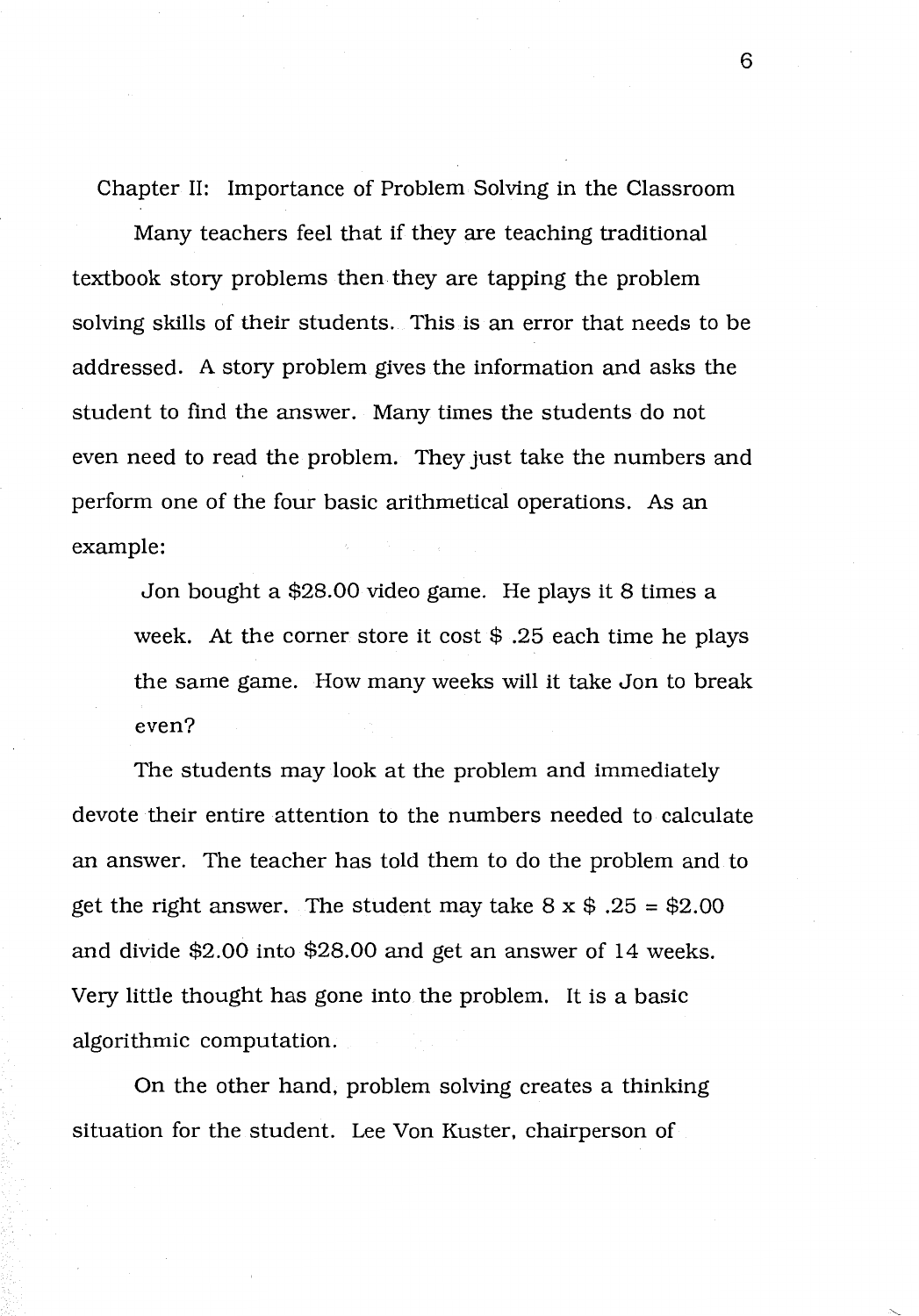## Chapter II: Importance of Problem Solving in the Classroom

Many teachers feel that if they are teaching traditional textbook story problems then they are tapping the problem solving skills of their students. This is an error that needs to be addressed. A story problem gives the information and asks the student to find the answer. Many times the students do not even need to read the problem. They just take the numbers and perform one of the four basic arithmetical operations. As an example:

> Jon bought a $28.00 video game. He plays it 8 times a week. At the corner store it cost $ .25 each time he plays the same game. How many weeks will it take Jon to break even?

The students may look at the problem and immediately devote their entire attention to the numbers needed to calculate an answer. The teacher has told them to do the problem and to get the right answer. The student may take 8 x $ .25 = $2.00 and divide $2.00 into $28.00 and get an answer of 14 weeks. Very little thought has gone into the problem. It is a basic algorithmic computation.

On the other hand, problem solving creates a thinking situation for the student. Lee Von Kuster, chairperson of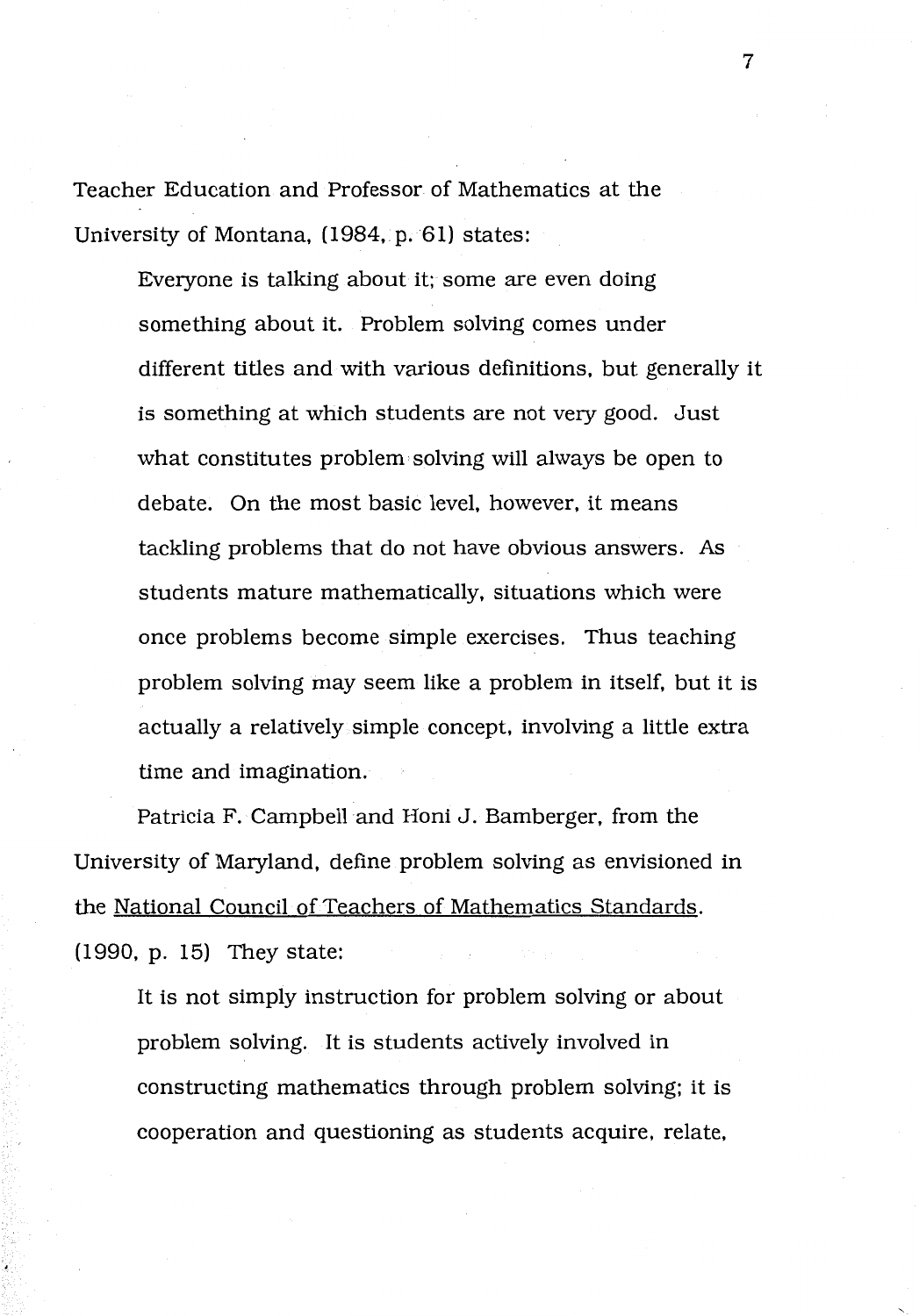Teacher Education and Professor of Mathematics at the University of Montana, (1984, p. 61) states:

> Everyone is talking about it; some are even doing something about it. Problem solving comes under different titles and with various definitions, but generally it is something at which students are not very good. Just what constitutes problem solving will always be open to debate. On the most basic level, however, it means tackling problems that do not have obvious answers. As students mature mathematically, situations which were once problems become simple exercises. Thus teaching problem solving may seem like a problem in itself, but it is actually a relatively simple concept, involving a little extra time and imagination.

Patricia F. Campbell and Honi J. Bamberger, from the University of Maryland, define problem solving as envisioned in the National Council of Teachers of Mathematics Standards. (1990, p. 15) They state:

> It is not simply instruction for problem solving or about problem solving. It is students actively involved in constructing mathematics through problem solving; it is cooperation and questioning as students acquire, relate,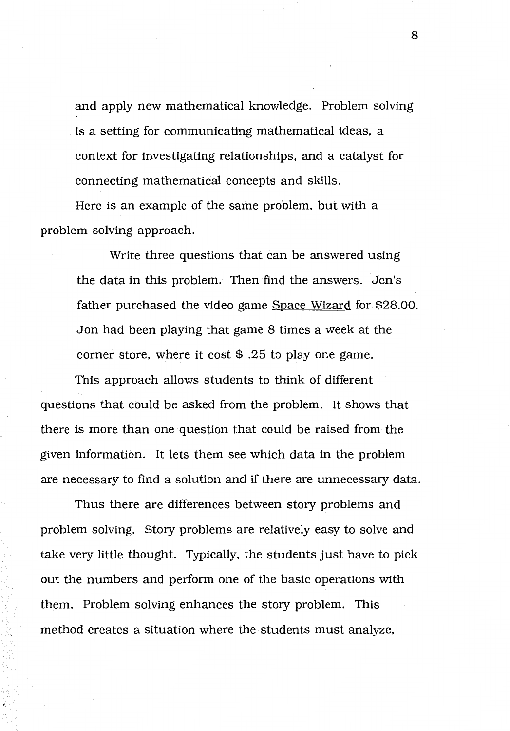and apply new mathematical knowledge. Problem solving is a setting for communicating mathematical ideas, a context for investigating relationships, and a catalyst for connecting mathematical concepts and skills.

Here is an example of the same problem, but with a problem solving approach.

> Write three questions that can be answered using the data in this problem. Then find the answers. Jon's father purchased the video game <u>Space Wizard</u> for $28.00. Jon had been playing that game 8 times a week at the corner store, where it cost $ .25 to play one game.

This approach allows students to think of different questions that could be asked from the problem. It shows that there is more than one question that could be raised from the given information. It lets them see which data in the problem are necessary to find a solution and if there are unnecessary data.

Thus there are differences between story problems and problem solving. Story problems are relatively easy to solve and take very little thought. Typically, the students just have to pick out the numbers and perform one of the basic operations with them. Problem solving enhances the story problem. This method creates a situation where the students must analyze,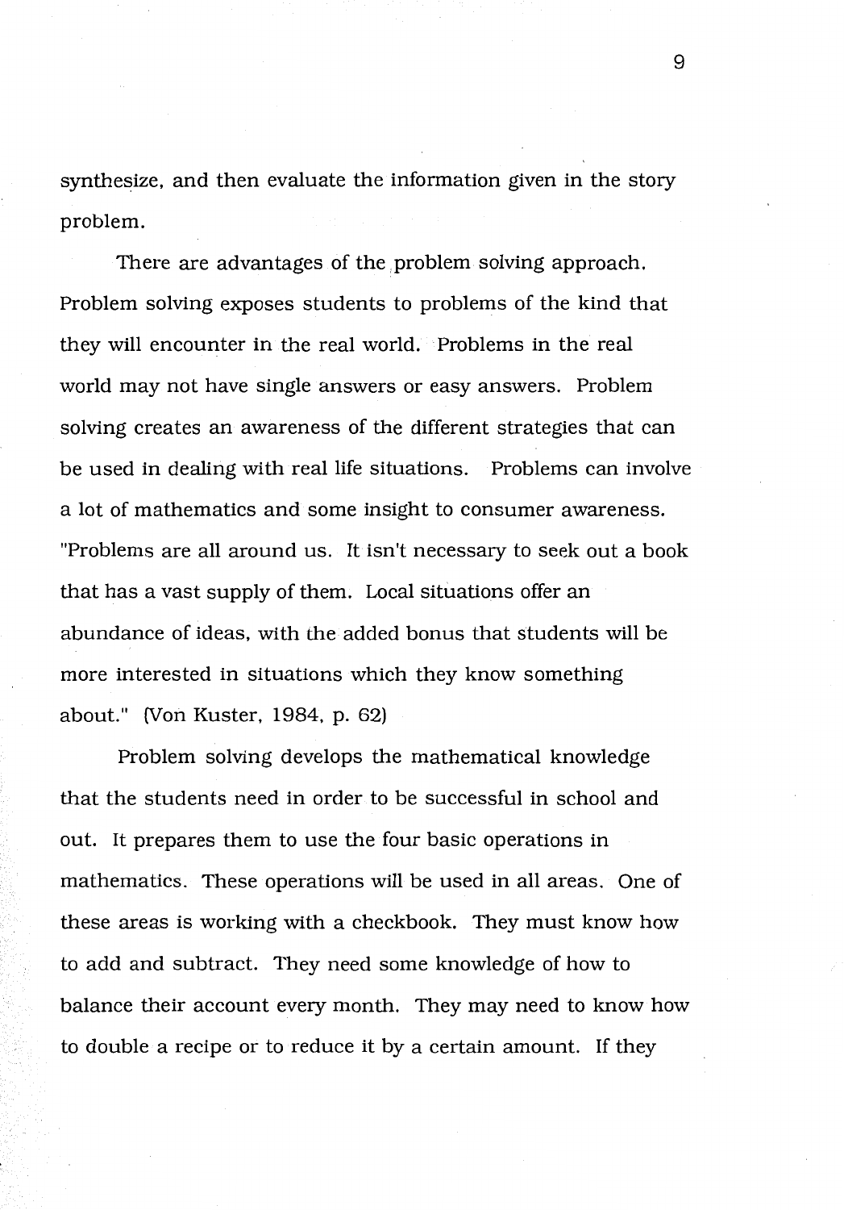synthesize, and then evaluate the information given in the story problem.

There are advantages of the problem solving approach. Problem solving exposes students to problems of the kind that they will encounter in the real world. Problems in the real world may not have single answers or easy answers. Problem solving creates an awareness of the different strategies that can be used in dealing with real life situations. Problems can involve a lot of mathematics and some insight to consumer awareness. "Problems are all around us. It isn't necessary to seek out a book that has a vast supply of them. Local situations offer an abundance of ideas, with the added bonus that students will be more interested in situations which they know something about." (Von Kuster, 1984, p. 62)

Problem solving develops the mathematical knowledge that the students need in order to be successful in school and out. It prepares them to use the four basic operations in mathematics. These operations will be used in all areas. One of these areas is working with a checkbook. They must know how to add and subtract. They need some knowledge of how to balance their account every month. They may need to know how to double a recipe or to reduce it by a certain amount. If they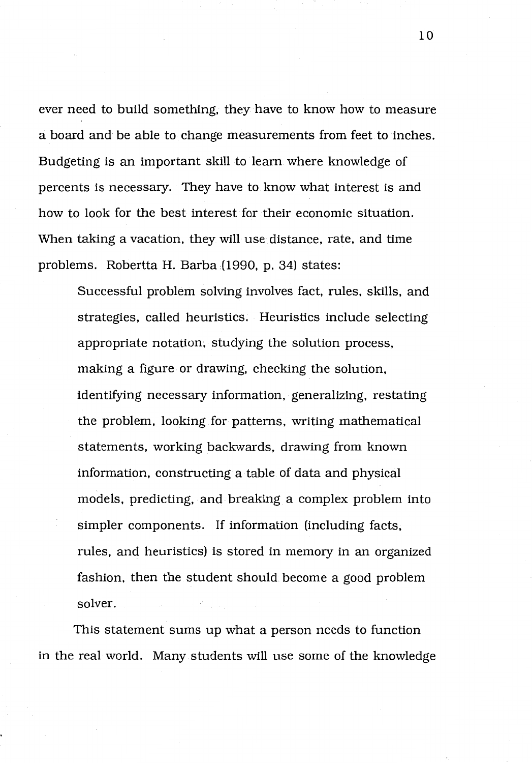ever need to build something, they have to know how to measure a board and be able to change measurements from feet to inches. Budgeting is an important skill to learn where knowledge of percents is necessary. They have to know what interest is and how to look for the best interest for their economic situation. When taking a vacation, they will use distance, rate, and time problems. Robertta H. Barba (1990, p. 34) states:

> Successful problem solving involves fact, rules, skills, and strategies, called heuristics. Heuristics include selecting appropriate notation, studying the solution process, making a figure or drawing, checking the solution, identifying necessary information, generalizing, restating the problem, looking for patterns, writing mathematical statements, working backwards, drawing from known information, constructing a table of data and physical models, predicting, and breaking a complex problem into simpler components. If information (including facts, rules, and heuristics) is stored in memory in an organized fashion, then the student should become a good problem solver.

This statement sums up what a person needs to function in the real world. Many students will use some of the knowledge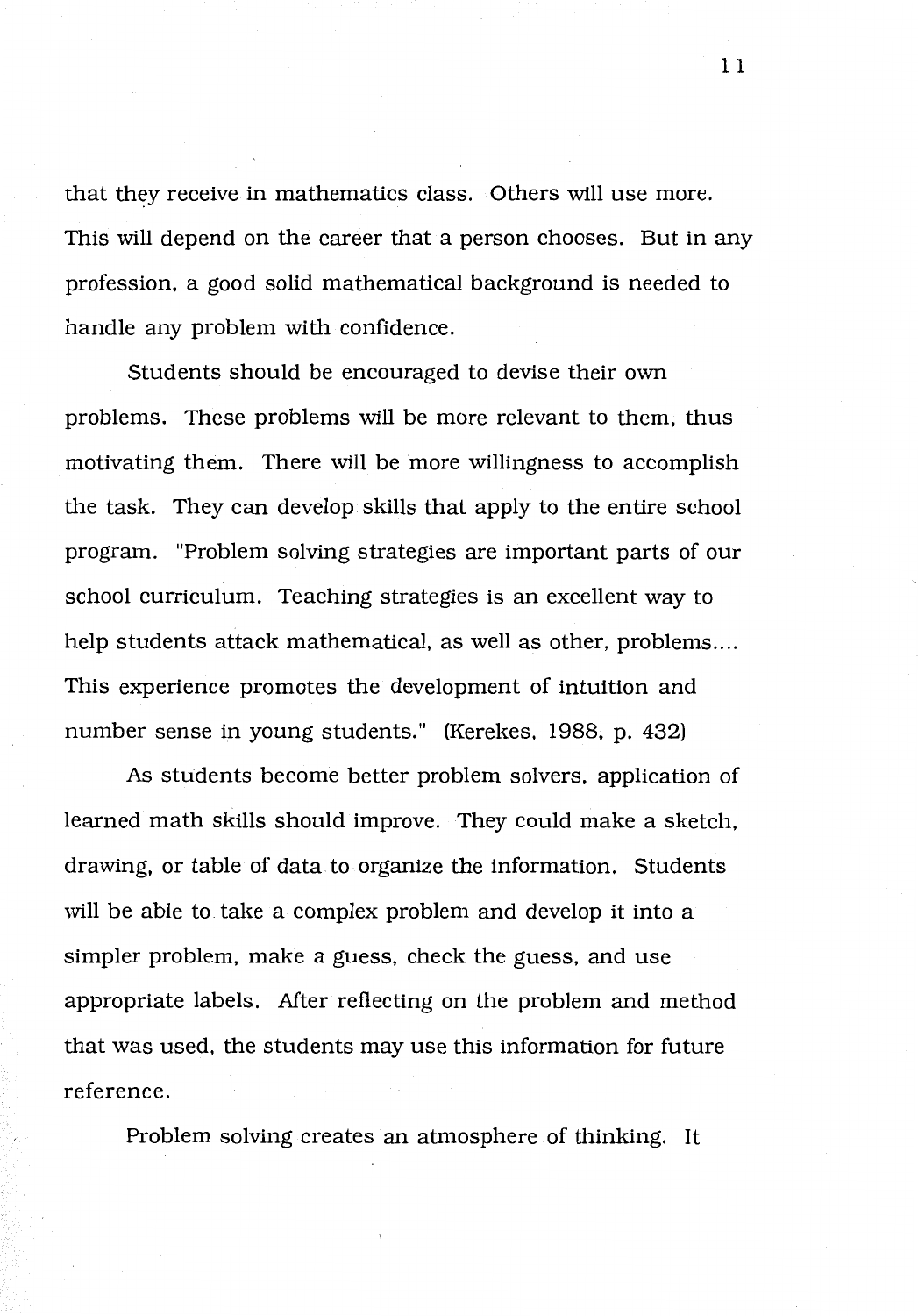that they receive in mathematics class. Others will use more. This will depend on the career that a person chooses. But in any profession, a good solid mathematical background is needed to handle any problem with confidence.

Students should be encouraged to devise their own problems. These problems will be more relevant to them, thus motivating them. There will be more willingness to accomplish the task. They can develop skills that apply to the entire school program. "Problem solving strategies are important parts of our school curriculum. Teaching strategies is an excellent way to help students attack mathematical, as well as other, problems.... This experience promotes the development of intuition and number sense in young students." (Kerekes, 1988, p. 432)

As students become better problem solvers, application of learned math skills should improve. They could make a sketch, drawing, or table of data to organize the information. Students will be able to take a complex problem and develop it into a simpler problem, make a guess, check the guess, and use appropriate labels. After reflecting on the problem and method that was used, the students may use this information for future reference.

Problem solving creates an atmosphere of thinking. It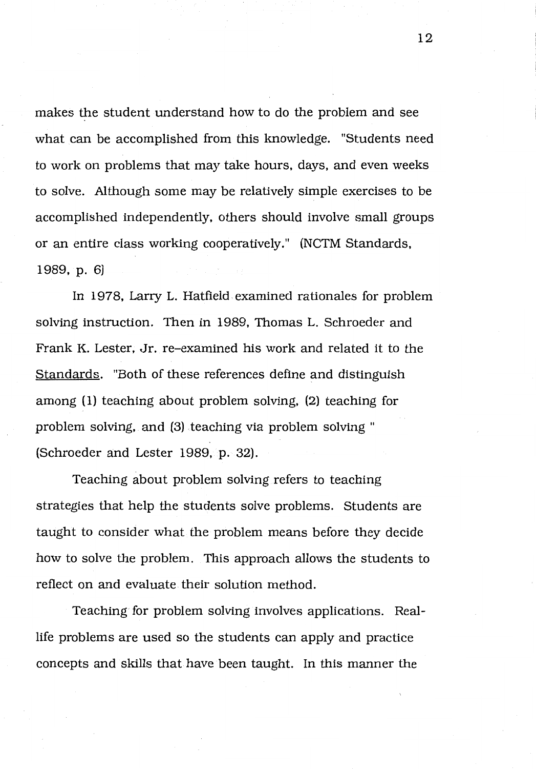makes the student understand how to do the problem and see what can be accomplished from this knowledge. "Students need to work on problems that may take hours, days, and even weeks to solve. Although some may be relatively simple exercises to be accomplished independently, others should involve small groups or an entire class working cooperatively." (NCTM Standards, 1989, p. 6)

In 1978, Larry L. Hatfield examined rationales for problem solving instruction. Then in 1989, Thomas L. Schroeder and Frank K. Lester, Jr. re-examined his work and related it to the Standards. "Both of these references define and distinguish among (1) teaching about problem solving, (2) teaching for problem solving, and (3) teaching via problem solving " (Schroeder and Lester 1989, p. 32).

Teaching about problem solving refers to teaching strategies that help the students solve problems. Students are taught to consider what the problem means before they decide how to solve the problem. This approach allows the students to reflect on and evaluate their solution method.

Teaching for problem solving involves applications. Real-life problems are used so the students can apply and practice concepts and skills that have been taught. In this manner the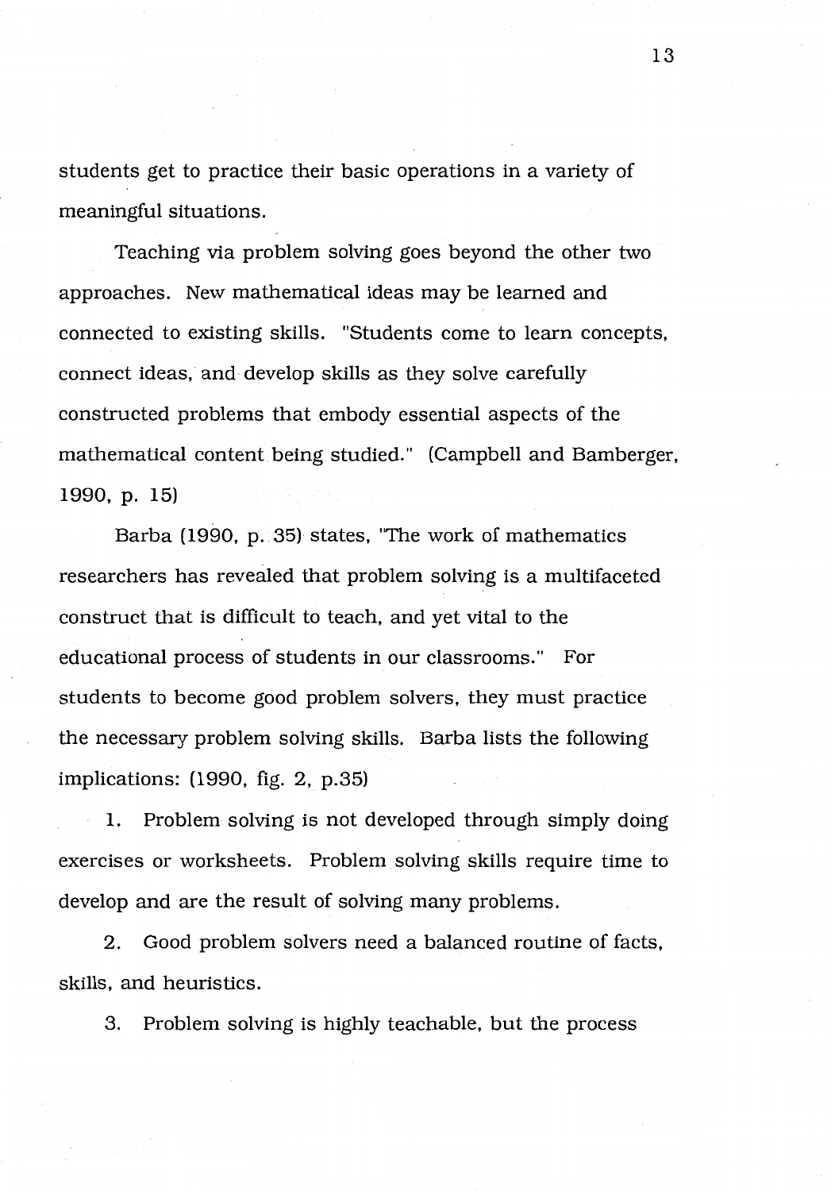students get to practice their basic operations in a variety of meaningful situations.

Teaching via problem solving goes beyond the other two approaches. New mathematical ideas may be learned and connected to existing skills. "Students come to learn concepts, connect ideas, and develop skills as they solve carefully constructed problems that embody essential aspects of the mathematical content being studied." (Campbell and Bamberger, 1990, p. 15)

Barba (1990, p. 35) states, "The work of mathematics researchers has revealed that problem solving is a multifaceted construct that is difficult to teach, and yet vital to the educational process of students in our classrooms." For students to become good problem solvers, they must practice the necessary problem solving skills. Barba lists the following implications: (1990, fig. 2, p.35)

1. Problem solving is not developed through simply doing exercises or worksheets. Problem solving skills require time to develop and are the result of solving many problems.

2. Good problem solvers need a balanced routine of facts, skills, and heuristics.

3. Problem solving is highly teachable, but the process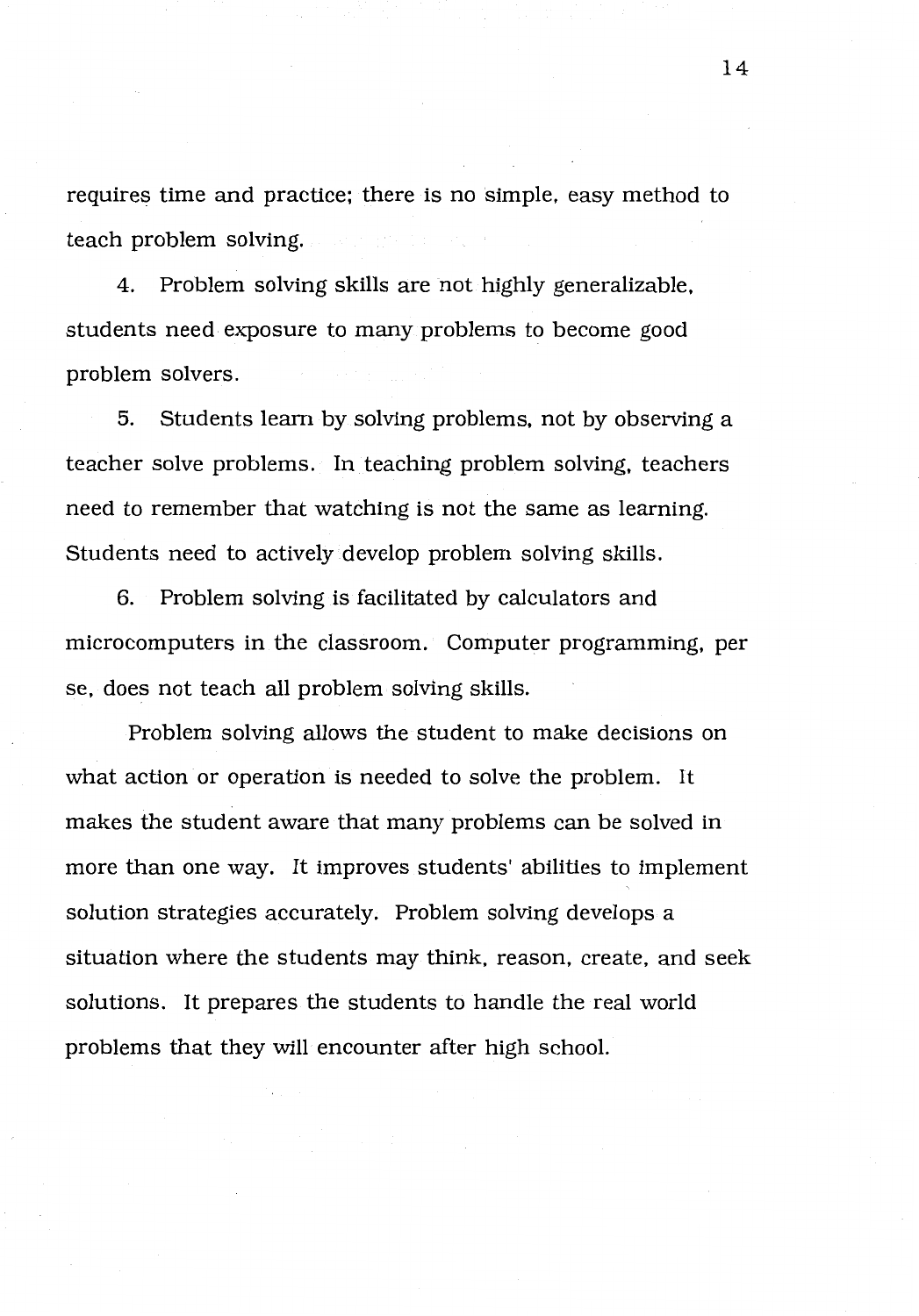requires time and practice; there is no simple, easy method to teach problem solving.

4. Problem solving skills are not highly generalizable, students need exposure to many problems to become good problem solvers.

5. Students learn by solving problems, not by observing a teacher solve problems. In teaching problem solving, teachers need to remember that watching is not the same as learning. Students need to actively develop problem solving skills.

6. Problem solving is facilitated by calculators and microcomputers in the classroom. Computer programming, per se, does not teach all problem solving skills.

Problem solving allows the student to make decisions on what action or operation is needed to solve the problem. It makes the student aware that many problems can be solved in more than one way. It improves students' abilities to implement solution strategies accurately. Problem solving develops a situation where the students may think, reason, create, and seek solutions. It prepares the students to handle the real world problems that they will encounter after high school.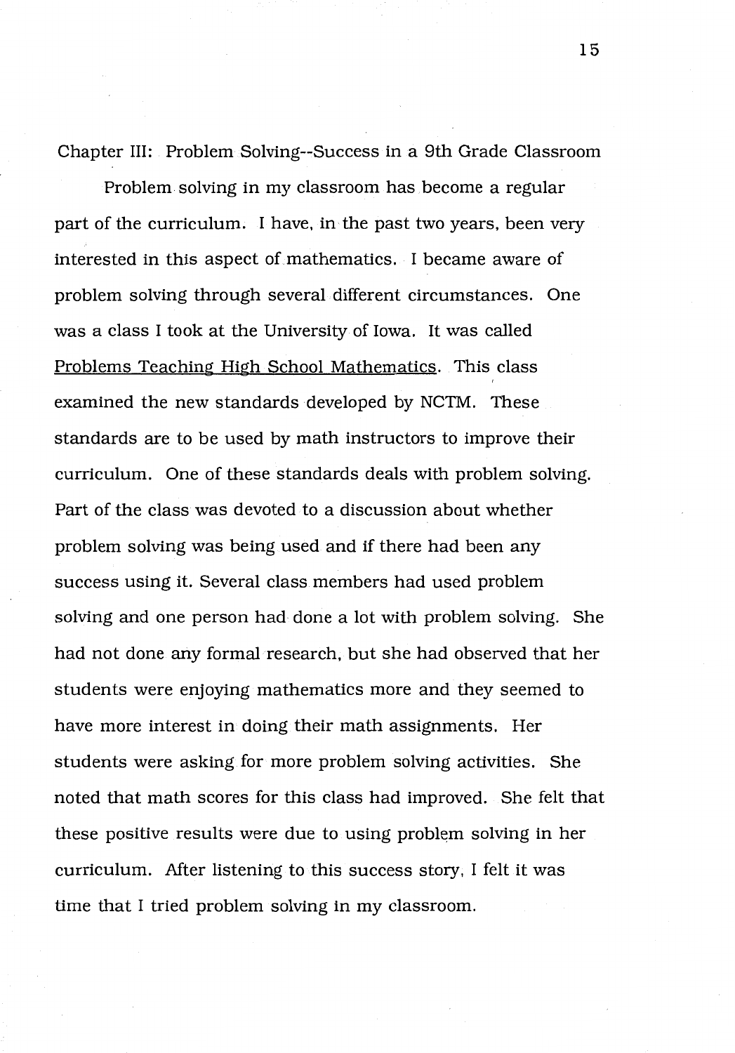## Chapter III: Problem Solving--Success in a 9th Grade Classroom

Problem solving in my classroom has become a regular part of the curriculum. I have, in the past two years, been very interested in this aspect of mathematics. I became aware of problem solving through several different circumstances. One was a class I took at the University of Iowa. It was called <u>Problems Teaching High School Mathematics</u>. This class examined the new standards developed by NCTM. These standards are to be used by math instructors to improve their curriculum. One of these standards deals with problem solving. Part of the class was devoted to a discussion about whether problem solving was being used and if there had been any success using it. Several class members had used problem solving and one person had done a lot with problem solving. She had not done any formal research, but she had observed that her students were enjoying mathematics more and they seemed to have more interest in doing their math assignments. Her students were asking for more problem solving activities. She noted that math scores for this class had improved. She felt that these positive results were due to using problem solving in her curriculum. After listening to this success story, I felt it was time that I tried problem solving in my classroom.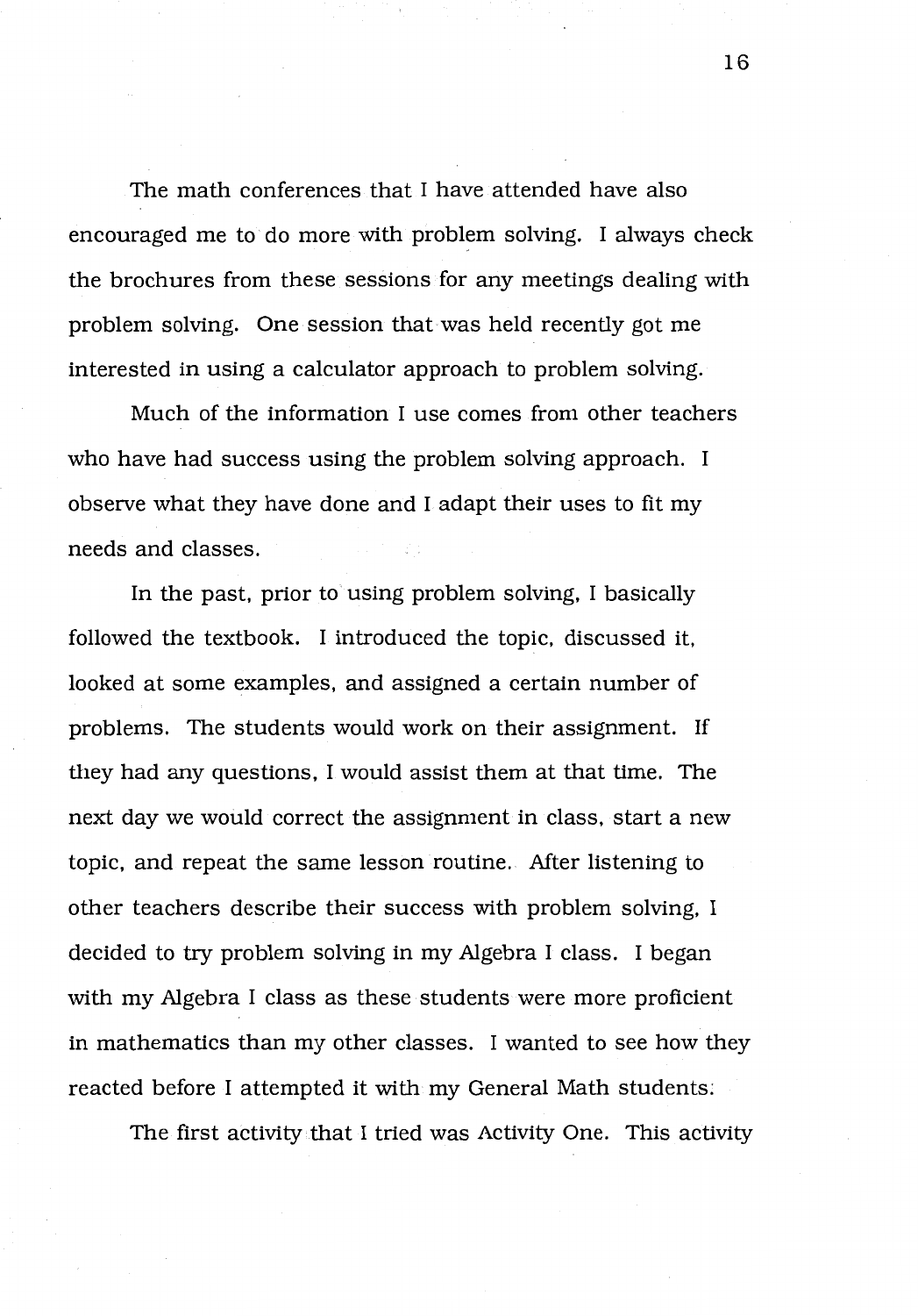The math conferences that I have attended have also encouraged me to do more with problem solving. I always check the brochures from these sessions for any meetings dealing with problem solving. One session that was held recently got me interested in using a calculator approach to problem solving.

Much of the information I use comes from other teachers who have had success using the problem solving approach. I observe what they have done and I adapt their uses to fit my needs and classes.

In the past, prior to using problem solving, I basically followed the textbook. I introduced the topic, discussed it, looked at some examples, and assigned a certain number of problems. The students would work on their assignment. If they had any questions, I would assist them at that time. The next day we would correct the assignment in class, start a new topic, and repeat the same lesson routine. After listening to other teachers describe their success with problem solving, I decided to try problem solving in my Algebra I class. I began with my Algebra I class as these students were more proficient in mathematics than my other classes. I wanted to see how they reacted before I attempted it with my General Math students.

The first activity that I tried was Activity One. This activity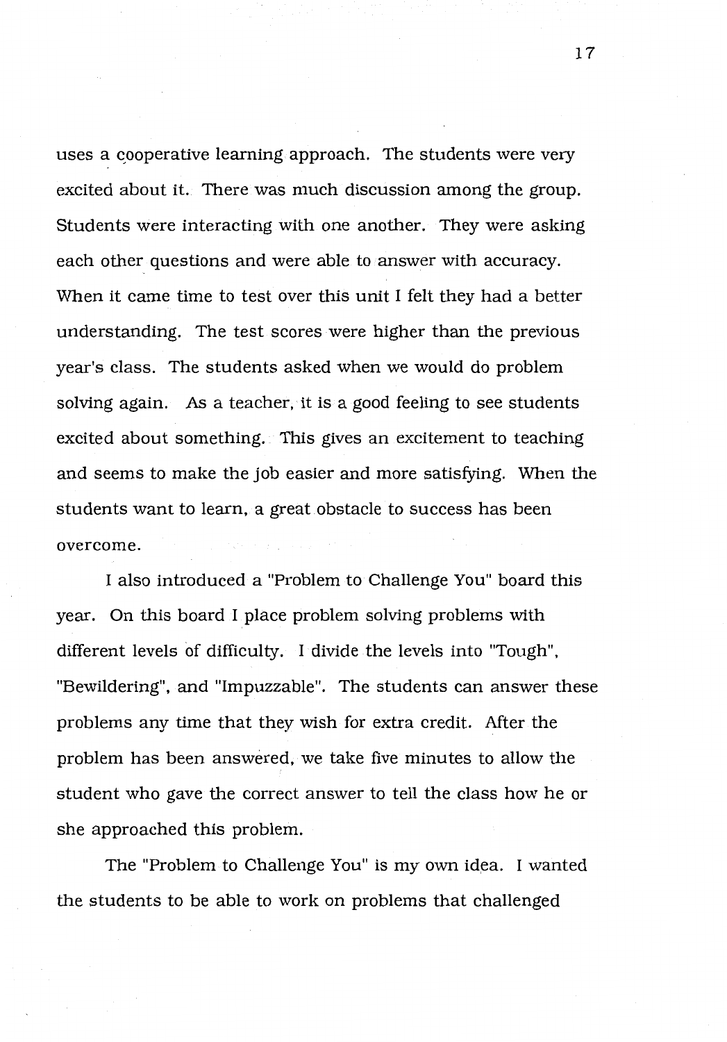uses a cooperative learning approach. The students were very excited about it. There was much discussion among the group. Students were interacting with one another. They were asking each other questions and were able to answer with accuracy. When it came time to test over this unit I felt they had a better understanding. The test scores were higher than the previous year's class. The students asked when we would do problem solving again. As a teacher, it is a good feeling to see students excited about something. This gives an excitement to teaching and seems to make the job easier and more satisfying. When the students want to learn, a great obstacle to success has been overcome.

I also introduced a "Problem to Challenge You" board this year. On this board I place problem solving problems with different levels of difficulty. I divide the levels into "Tough", "Bewildering", and "Impuzzable". The students can answer these problems any time that they wish for extra credit. After the problem has been answered, we take five minutes to allow the student who gave the correct answer to tell the class how he or she approached this problem.

The "Problem to Challenge You" is my own idea. I wanted the students to be able to work on problems that challenged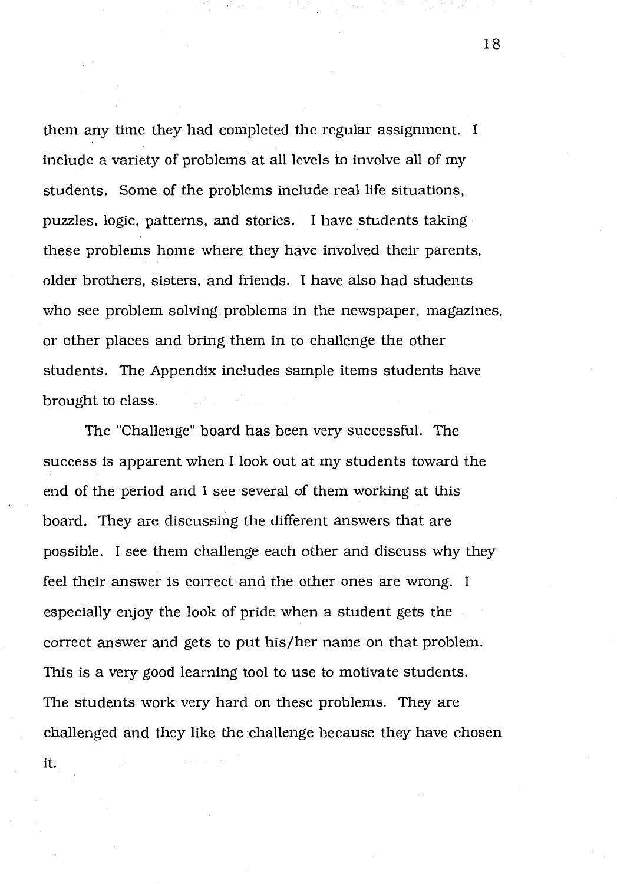them any time they had completed the regular assignment. I include a variety of problems at all levels to involve all of my students. Some of the problems include real life situations, puzzles, logic, patterns, and stories. I have students taking these problems home where they have involved their parents, older brothers, sisters, and friends. I have also had students who see problem solving problems in the newspaper, magazines, or other places and bring them in to challenge the other students. The Appendix includes sample items students have brought to class.

The "Challenge" board has been very successful. The success is apparent when I look out at my students toward the end of the period and I see several of them working at this board. They are discussing the different answers that are possible. I see them challenge each other and discuss why they feel their answer is correct and the other ones are wrong. I especially enjoy the look of pride when a student gets the correct answer and gets to put his/her name on that problem. This is a very good learning tool to use to motivate students. The students work very hard on these problems. They are challenged and they like the challenge because they have chosen it.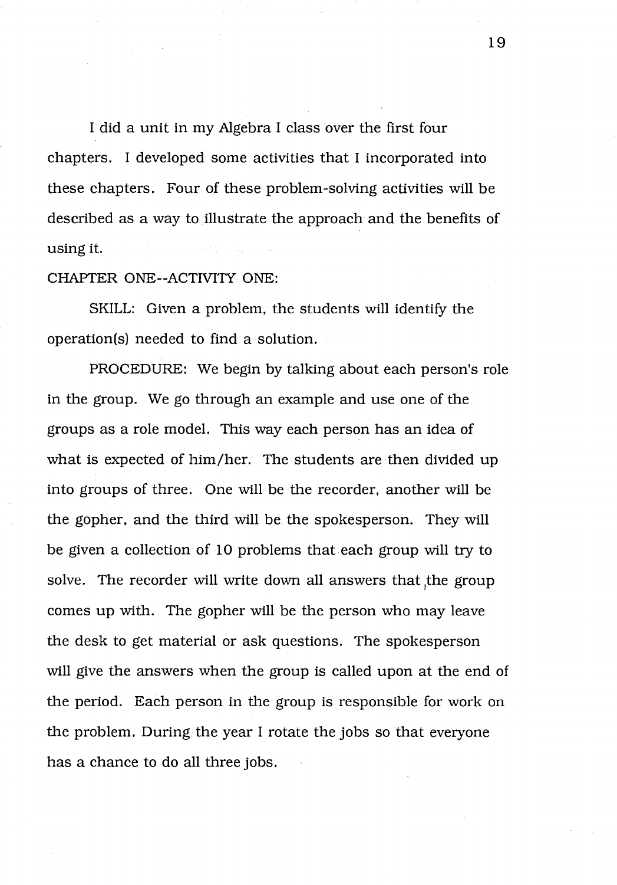I did a unit in my Algebra I class over the first four chapters. I developed some activities that I incorporated into these chapters. Four of these problem-solving activities will be described as a way to illustrate the approach and the benefits of using it.

CHAPTER ONE--ACTIVITY ONE:

SKILL: Given a problem, the students will identify the operation(s) needed to find a solution.

PROCEDURE: We begin by talking about each person's role in the group. We go through an example and use one of the groups as a role model. This way each person has an idea of what is expected of him/her. The students are then divided up into groups of three. One will be the recorder, another will be the gopher, and the third will be the spokesperson. They will be given a collection of 10 problems that each group will try to solve. The recorder will write down all answers that the group comes up with. The gopher will be the person who may leave the desk to get material or ask questions. The spokesperson will give the answers when the group is called upon at the end of the period. Each person in the group is responsible for work on the problem. During the year I rotate the jobs so that everyone has a chance to do all three jobs.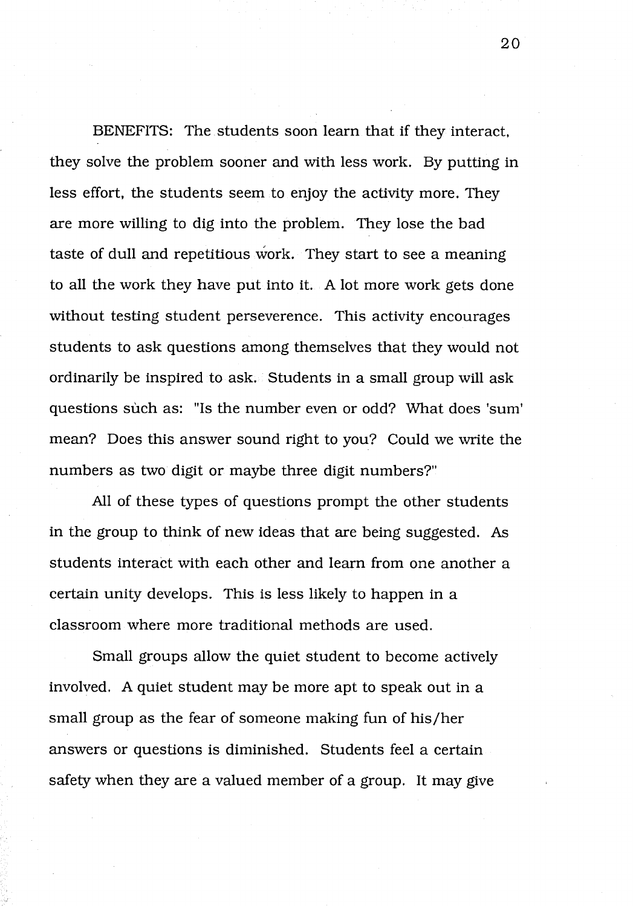BENEFITS: The students soon learn that if they interact, they solve the problem sooner and with less work. By putting in less effort, the students seem to enjoy the activity more. They are more willing to dig into the problem. They lose the bad taste of dull and repetitious work. They start to see a meaning to all the work they have put into it. A lot more work gets done without testing student perseverence. This activity encourages students to ask questions among themselves that they would not ordinarily be inspired to ask. Students in a small group will ask questions such as: "Is the number even or odd? What does 'sum' mean? Does this answer sound right to you? Could we write the numbers as two digit or maybe three digit numbers?"

All of these types of questions prompt the other students in the group to think of new ideas that are being suggested. As students interact with each other and learn from one another a certain unity develops. This is less likely to happen in a classroom where more traditional methods are used.

Small groups allow the quiet student to become actively involved. A quiet student may be more apt to speak out in a small group as the fear of someone making fun of his/her answers or questions is diminished. Students feel a certain safety when they are a valued member of a group. It may give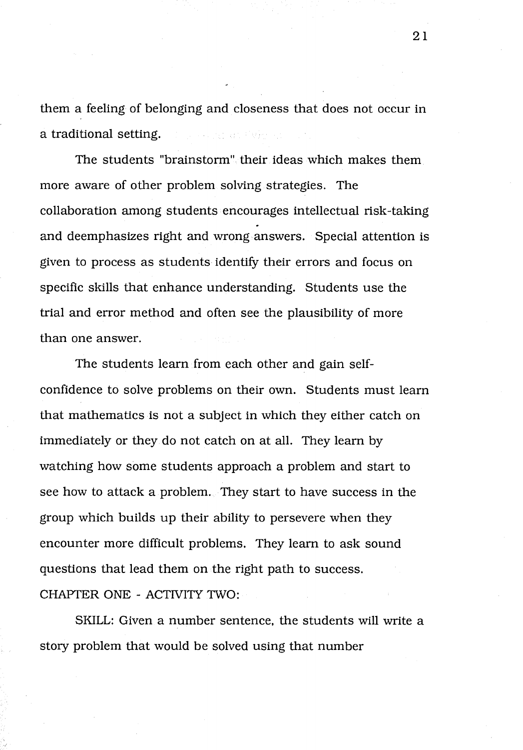them a feeling of belonging and closeness that does not occur in a traditional setting.

The students "brainstorm" their ideas which makes them more aware of other problem solving strategies. The collaboration among students encourages intellectual risk-taking and deemphasizes right and wrong answers. Special attention is given to process as students identify their errors and focus on specific skills that enhance understanding. Students use the trial and error method and often see the plausibility of more than one answer.

The students learn from each other and gain self-confidence to solve problems on their own. Students must learn that mathematics is not a subject in which they either catch on immediately or they do not catch on at all. They learn by watching how some students approach a problem and start to see how to attack a problem. They start to have success in the group which builds up their ability to persevere when they encounter more difficult problems. They learn to ask sound questions that lead them on the right path to success.

CHAPTER ONE - ACTIVITY TWO:

SKILL: Given a number sentence, the students will write a story problem that would be solved using that number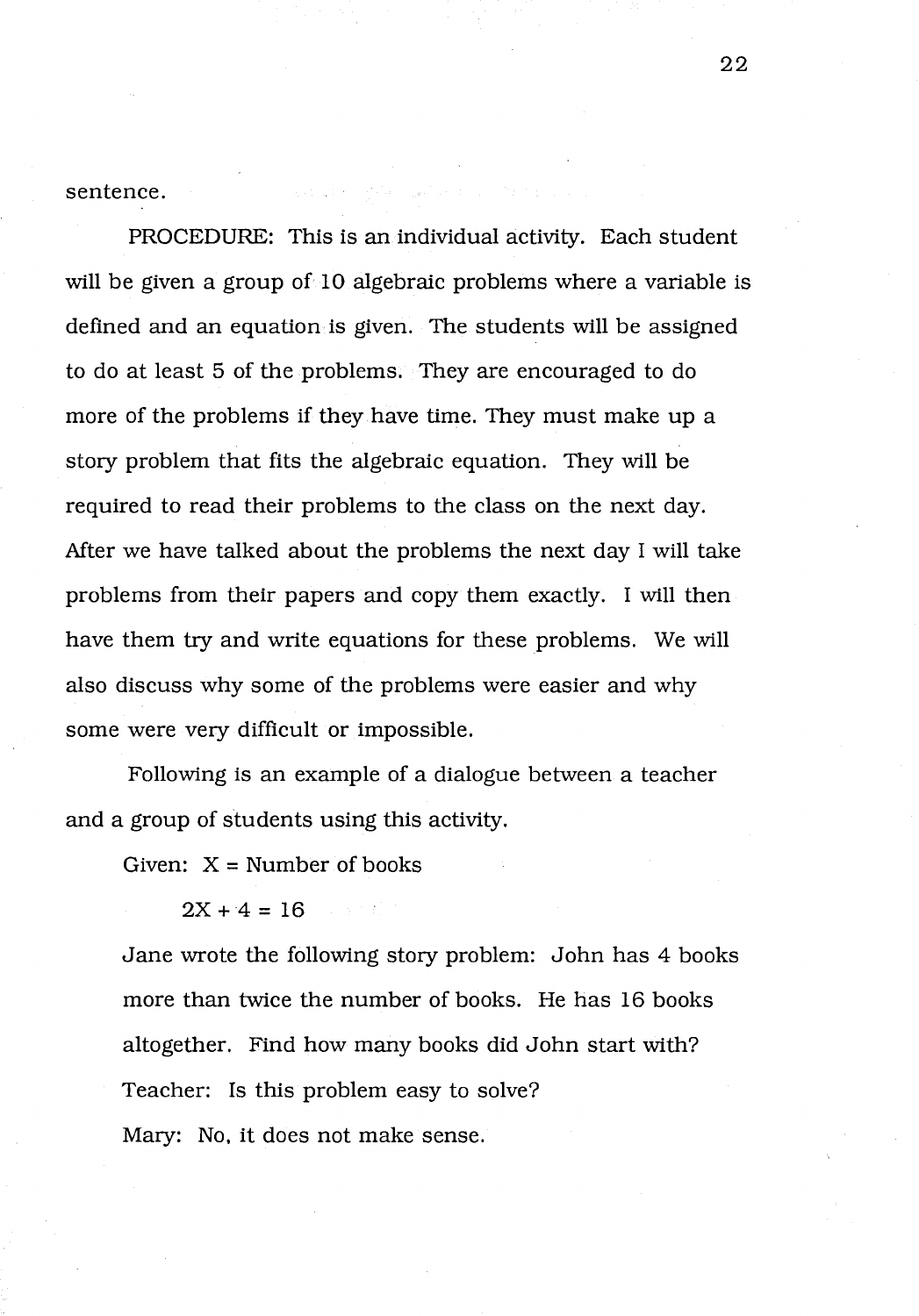sentence.

PROCEDURE: This is an individual activity. Each student will be given a group of 10 algebraic problems where a variable is defined and an equation is given. The students will be assigned to do at least 5 of the problems. They are encouraged to do more of the problems if they have time. They must make up a story problem that fits the algebraic equation. They will be required to read their problems to the class on the next day. After we have talked about the problems the next day I will take problems from their papers and copy them exactly. I will then have them try and write equations for these problems. We will also discuss why some of the problems were easier and why some were very difficult or impossible.

Following is an example of a dialogue between a teacher and a group of students using this activity.

Given: $X$ = Number of books

$2X + 4 = 16$

Jane wrote the following story problem: John has 4 books more than twice the number of books. He has 16 books altogether. Find how many books did John start with?

Teacher: Is this problem easy to solve?

Mary: No, it does not make sense.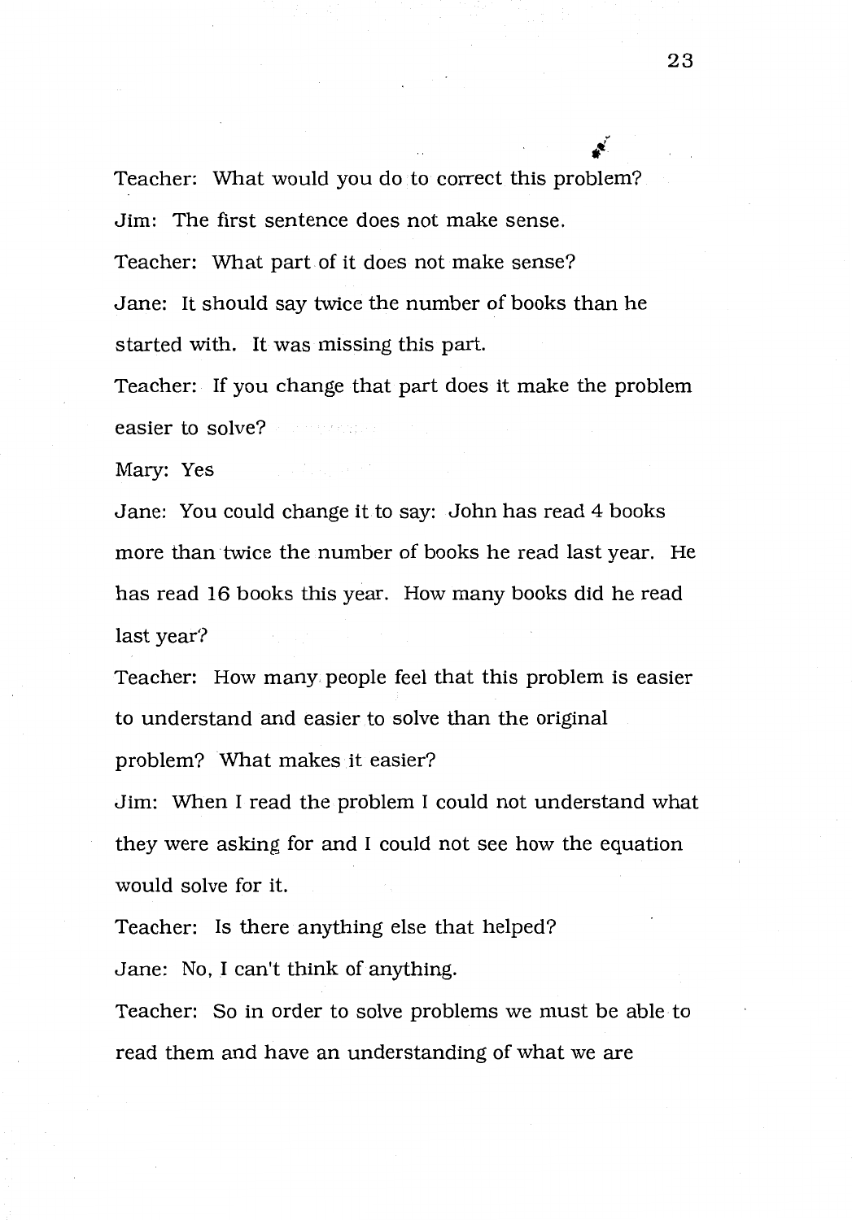Teacher: What would you do to correct this problem?

Jim: The first sentence does not make sense.

Teacher: What part of it does not make sense?

Jane: It should say twice the number of books than he started with. It was missing this part.

Teacher: If you change that part does it make the problem easier to solve?

Mary: Yes

Jane: You could change it to say: John has read 4 books more than twice the number of books he read last year. He has read 16 books this year. How many books did he read last year?

Teacher: How many people feel that this problem is easier to understand and easier to solve than the original problem? What makes it easier?

Jim: When I read the problem I could not understand what they were asking for and I could not see how the equation would solve for it.

Teacher: Is there anything else that helped?

Jane: No, I can't think of anything.

Teacher: So in order to solve problems we must be able to read them and have an understanding of what we are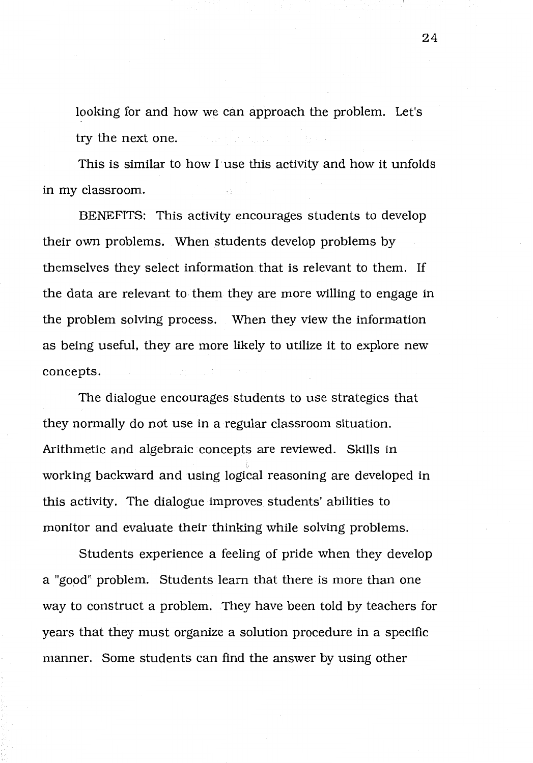looking for and how we can approach the problem. Let's try the next one.

This is similar to how I use this activity and how it unfolds in my classroom.

BENEFITS: This activity encourages students to develop their own problems. When students develop problems by themselves they select information that is relevant to them. If the data are relevant to them they are more willing to engage in the problem solving process. When they view the information as being useful, they are more likely to utilize it to explore new concepts.

The dialogue encourages students to use strategies that they normally do not use in a regular classroom situation. Arithmetic and algebraic concepts are reviewed. Skills in working backward and using logical reasoning are developed in this activity. The dialogue improves students' abilities to monitor and evaluate their thinking while solving problems.

Students experience a feeling of pride when they develop a "good" problem. Students learn that there is more than one way to construct a problem. They have been told by teachers for years that they must organize a solution procedure in a specific manner. Some students can find the answer by using other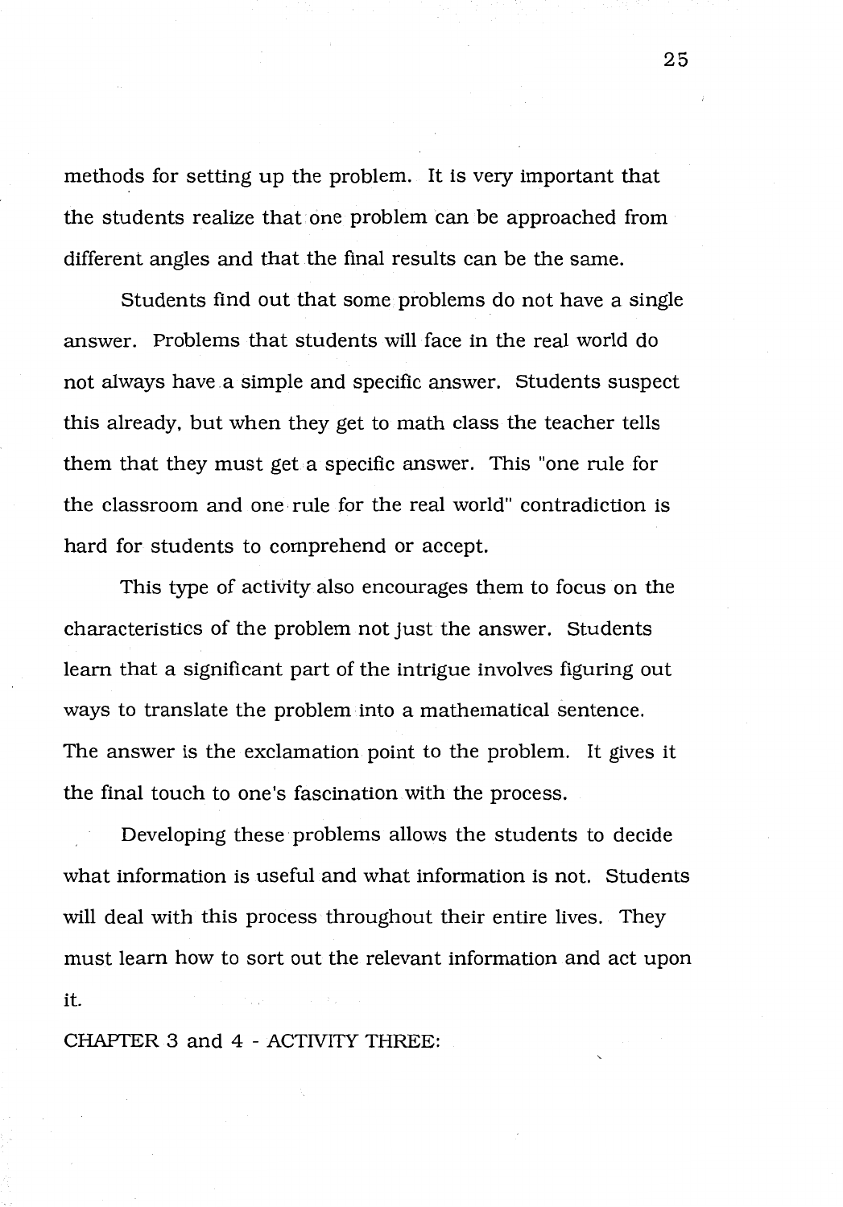methods for setting up the problem. It is very important that the students realize that one problem can be approached from different angles and that the final results can be the same.

Students find out that some problems do not have a single answer. Problems that students will face in the real world do not always have a simple and specific answer. Students suspect this already, but when they get to math class the teacher tells them that they must get a specific answer. This "one rule for the classroom and one rule for the real world" contradiction is hard for students to comprehend or accept.

This type of activity also encourages them to focus on the characteristics of the problem not just the answer. Students learn that a significant part of the intrigue involves figuring out ways to translate the problem into a mathematical sentence. The answer is the exclamation point to the problem. It gives it the final touch to one's fascination with the process.

Developing these problems allows the students to decide what information is useful and what information is not. Students will deal with this process throughout their entire lives. They must learn how to sort out the relevant information and act upon it.

CHAPTER 3 and 4 - ACTIVITY THREE: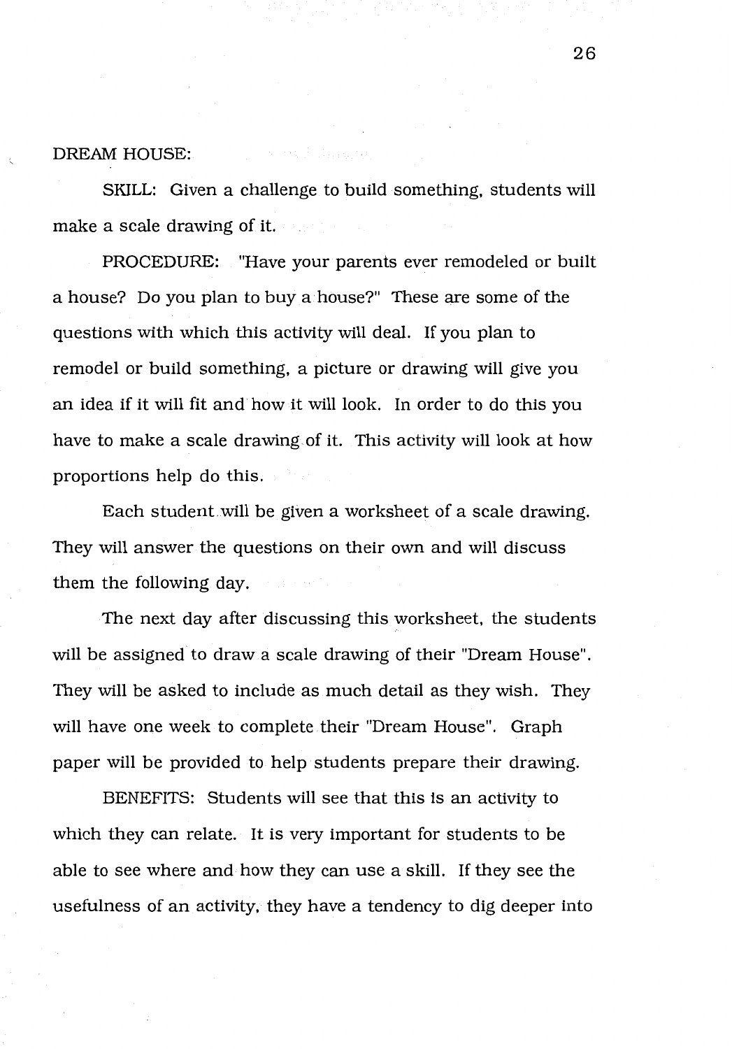DREAM HOUSE:

SKILL: Given a challenge to build something, students will make a scale drawing of it.

PROCEDURE: "Have your parents ever remodeled or built a house? Do you plan to buy a house?" These are some of the questions with which this activity will deal. If you plan to remodel or build something, a picture or drawing will give you an idea if it will fit and how it will look. In order to do this you have to make a scale drawing of it. This activity will look at how proportions help do this.

Each student will be given a worksheet of a scale drawing. They will answer the questions on their own and will discuss them the following day.

The next day after discussing this worksheet, the students will be assigned to draw a scale drawing of their "Dream House". They will be asked to include as much detail as they wish. They will have one week to complete their "Dream House". Graph paper will be provided to help students prepare their drawing.

BENEFITS: Students will see that this is an activity to which they can relate. It is very important for students to be able to see where and how they can use a skill. If they see the usefulness of an activity, they have a tendency to dig deeper into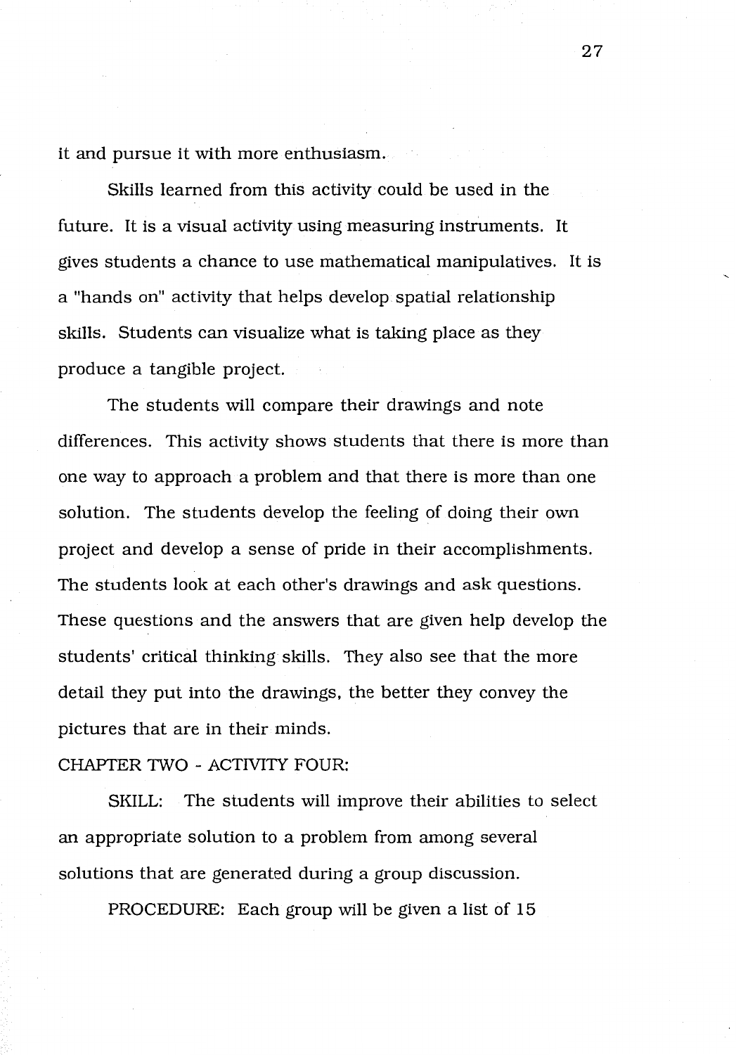it and pursue it with more enthusiasm.

Skills learned from this activity could be used in the future. It is a visual activity using measuring instruments. It gives students a chance to use mathematical manipulatives. It is a "hands on" activity that helps develop spatial relationship skills. Students can visualize what is taking place as they produce a tangible project.

The students will compare their drawings and note differences. This activity shows students that there is more than one way to approach a problem and that there is more than one solution. The students develop the feeling of doing their own project and develop a sense of pride in their accomplishments. The students look at each other's drawings and ask questions. These questions and the answers that are given help develop the students' critical thinking skills. They also see that the more detail they put into the drawings, the better they convey the pictures that are in their minds.

CHAPTER TWO - ACTIVITY FOUR:

SKILL: The students will improve their abilities to select an appropriate solution to a problem from among several solutions that are generated during a group discussion.

PROCEDURE: Each group will be given a list of 15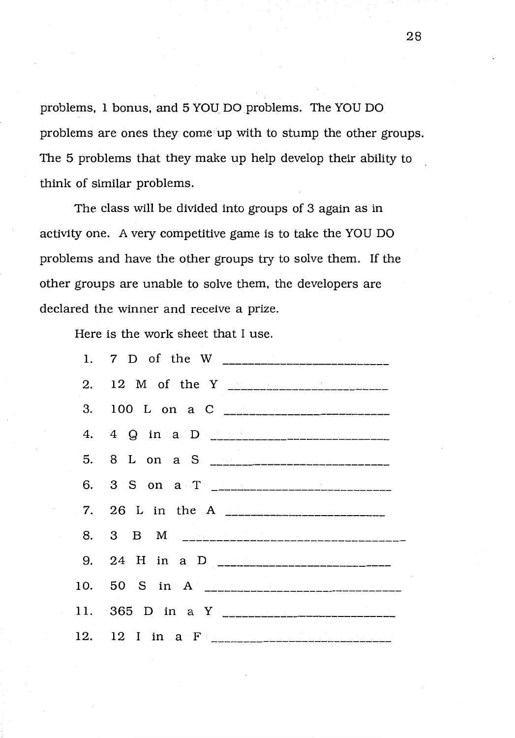problems, 1 bonus, and 5 YOU DO problems. The YOU DO problems are ones they come up with to stump the other groups. The 5 problems that they make up help develop their ability to think of similar problems.

The class will be divided into groups of 3 again as in activity one. A very competitive game is to take the YOU DO problems and have the other groups try to solve them. If the other groups are unable to solve them, the developers are declared the winner and receive a prize.

Here is the work sheet that I use.

1. 7 D of the W ________________________
2. 12 M of the Y ________________________
3. 100 L on a C ________________________
4. 4 Q in a D ________________________
5. 8 L on a S ________________________
6. 3 S on a T ________________________
7. 26 L in the A ________________________
8. 3 B M ________________________
9. 24 H in a D ________________________
10. 50 S in A ________________________
11. 365 D in a Y ________________________
12. 12 I in a F ________________________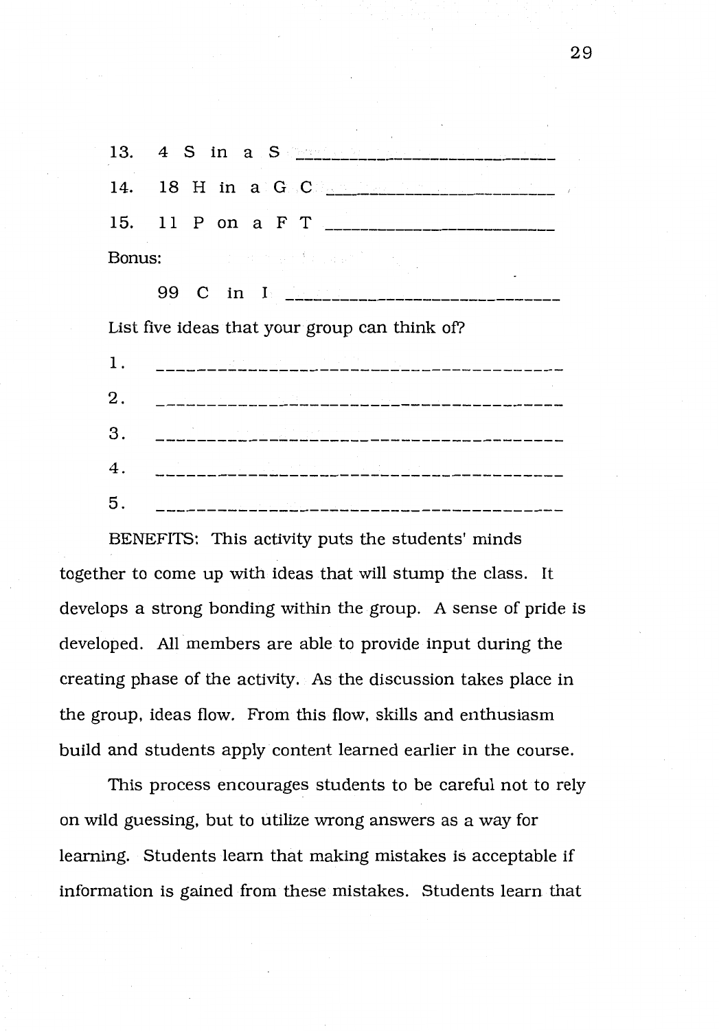13. 4 S in a S ____________________________

14. 18 H in a G C ________________________

15. 11 P on a F T ________________________

Bonus:

99 C in I ____________________________

List five ideas that your group can think of?

1. ________________________________________

2. ________________________________________

3. ________________________________________

4. ________________________________________

5. ________________________________________

BENEFITS: This activity puts the students' minds together to come up with ideas that will stump the class. It develops a strong bonding within the group. A sense of pride is developed. All members are able to provide input during the creating phase of the activity. As the discussion takes place in the group, ideas flow. From this flow, skills and enthusiasm build and students apply content learned earlier in the course.

This process encourages students to be careful not to rely on wild guessing, but to utilize wrong answers as a way for learning. Students learn that making mistakes is acceptable if information is gained from these mistakes. Students learn that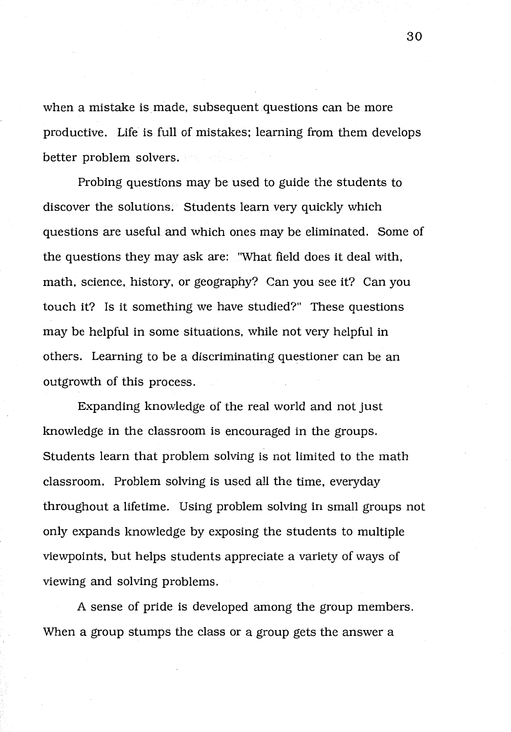when a mistake is made, subsequent questions can be more productive. Life is full of mistakes; learning from them develops better problem solvers.

Probing questions may be used to guide the students to discover the solutions. Students learn very quickly which questions are useful and which ones may be eliminated. Some of the questions they may ask are: "What field does it deal with, math, science, history, or geography? Can you see it? Can you touch it? Is it something we have studied?" These questions may be helpful in some situations, while not very helpful in others. Learning to be a discriminating questioner can be an outgrowth of this process.

Expanding knowledge of the real world and not just knowledge in the classroom is encouraged in the groups. Students learn that problem solving is not limited to the math classroom. Problem solving is used all the time, everyday throughout a lifetime. Using problem solving in small groups not only expands knowledge by exposing the students to multiple viewpoints, but helps students appreciate a variety of ways of viewing and solving problems.

A sense of pride is developed among the group members. When a group stumps the class or a group gets the answer a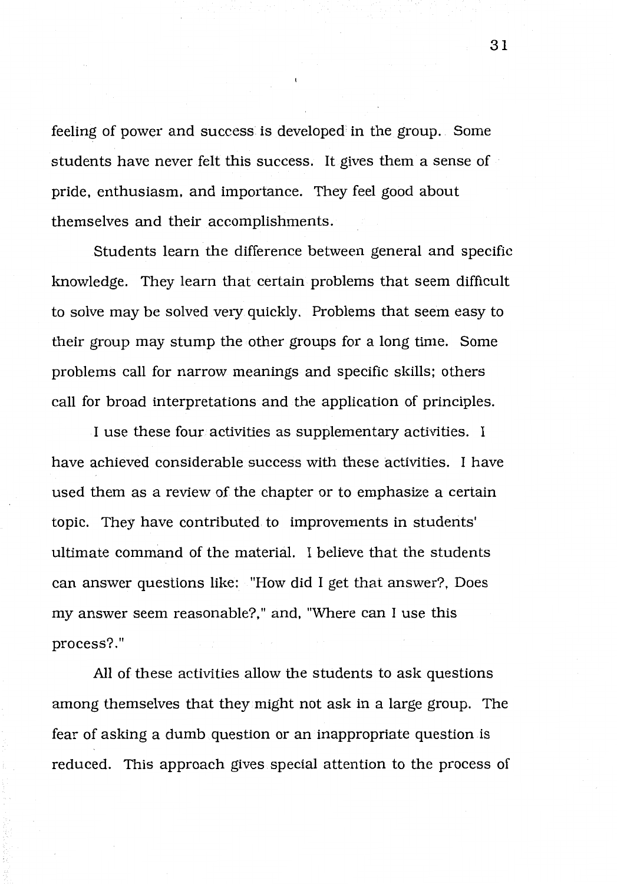feeling of power and success is developed in the group. Some students have never felt this success. It gives them a sense of pride, enthusiasm, and importance. They feel good about themselves and their accomplishments.

Students learn the difference between general and specific knowledge. They learn that certain problems that seem difficult to solve may be solved very quickly. Problems that seem easy to their group may stump the other groups for a long time. Some problems call for narrow meanings and specific skills; others call for broad interpretations and the application of principles.

I use these four activities as supplementary activities. I have achieved considerable success with these activities. I have used them as a review of the chapter or to emphasize a certain topic. They have contributed to improvements in students' ultimate command of the material. I believe that the students can answer questions like: "How did I get that answer?, Does my answer seem reasonable?," and, "Where can I use this process?."

All of these activities allow the students to ask questions among themselves that they might not ask in a large group. The fear of asking a dumb question or an inappropriate question is reduced. This approach gives special attention to the process of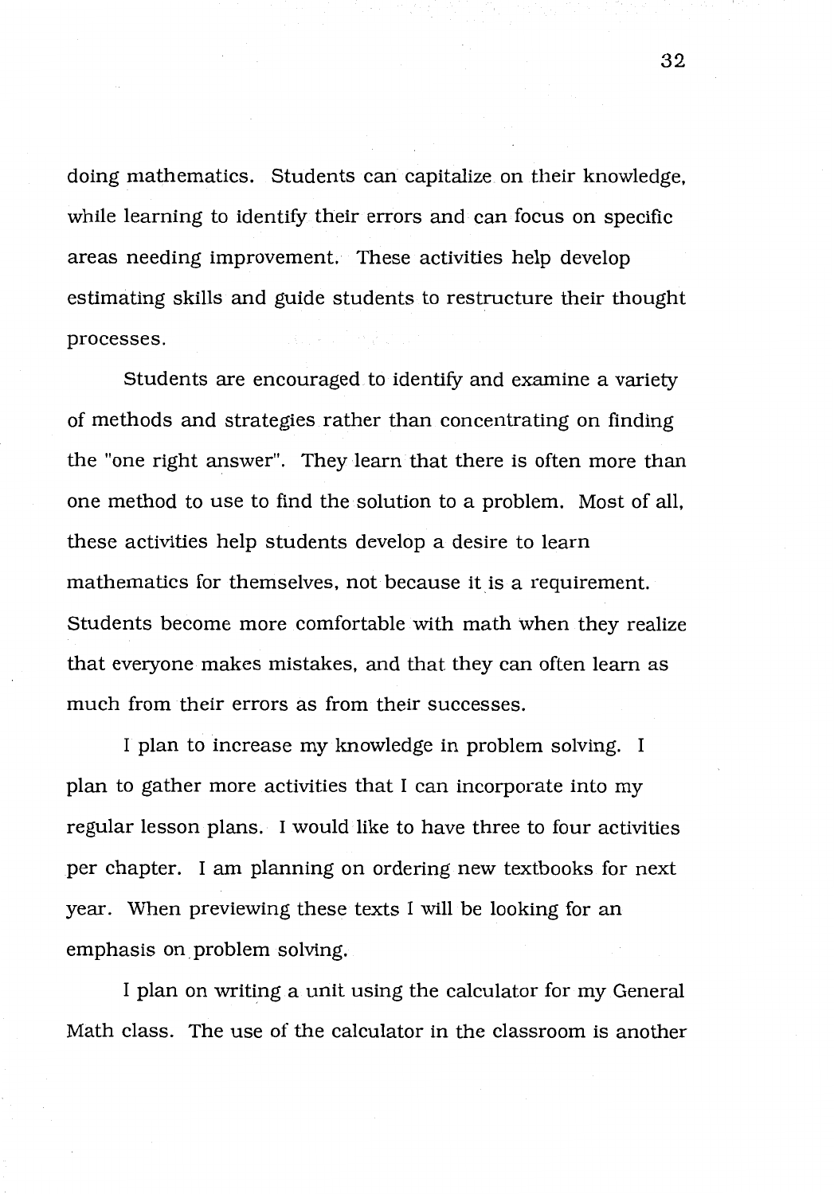doing mathematics. Students can capitalize on their knowledge, while learning to identify their errors and can focus on specific areas needing improvement. These activities help develop estimating skills and guide students to restructure their thought processes.

Students are encouraged to identify and examine a variety of methods and strategies rather than concentrating on finding the "one right answer". They learn that there is often more than one method to use to find the solution to a problem. Most of all, these activities help students develop a desire to learn mathematics for themselves, not because it is a requirement. Students become more comfortable with math when they realize that everyone makes mistakes, and that they can often learn as much from their errors as from their successes.

I plan to increase my knowledge in problem solving. I plan to gather more activities that I can incorporate into my regular lesson plans. I would like to have three to four activities per chapter. I am planning on ordering new textbooks for next year. When previewing these texts I will be looking for an emphasis on problem solving.

I plan on writing a unit using the calculator for my General Math class. The use of the calculator in the classroom is another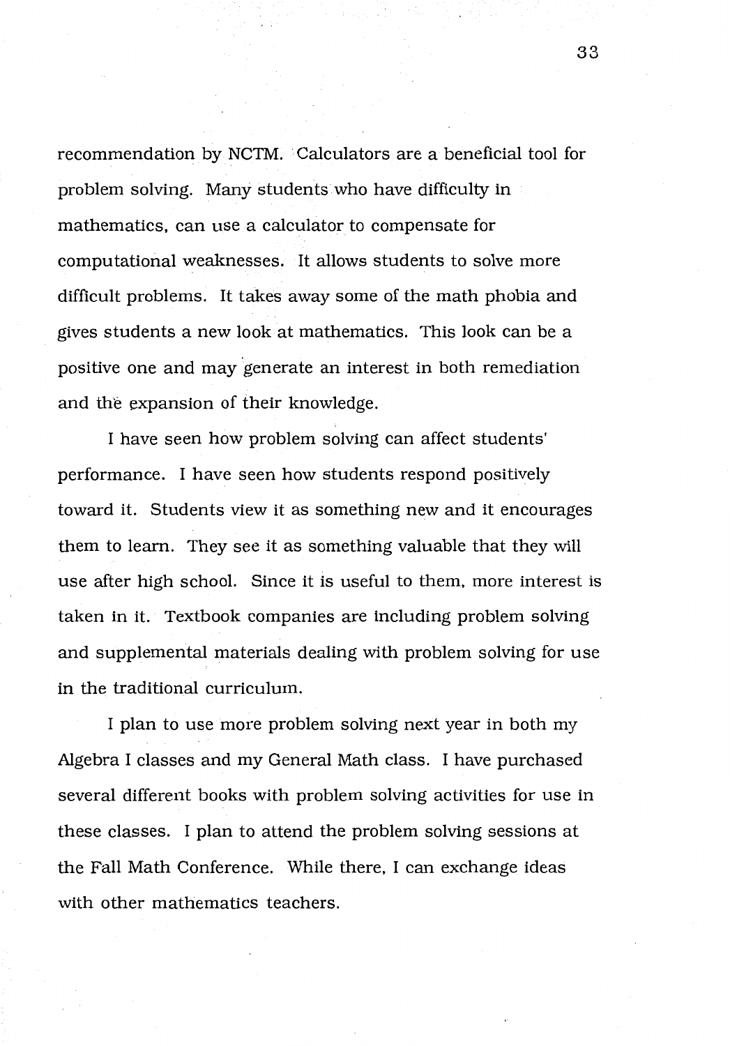recommendation by NCTM. Calculators are a beneficial tool for problem solving. Many students who have difficulty in mathematics, can use a calculator to compensate for computational weaknesses. It allows students to solve more difficult problems. It takes away some of the math phobia and gives students a new look at mathematics. This look can be a positive one and may generate an interest in both remediation and the expansion of their knowledge.

I have seen how problem solving can affect students' performance. I have seen how students respond positively toward it. Students view it as something new and it encourages them to learn. They see it as something valuable that they will use after high school. Since it is useful to them, more interest is taken in it. Textbook companies are including problem solving and supplemental materials dealing with problem solving for use in the traditional curriculum.

I plan to use more problem solving next year in both my Algebra I classes and my General Math class. I have purchased several different books with problem solving activities for use in these classes. I plan to attend the problem solving sessions at the Fall Math Conference. While there, I can exchange ideas with other mathematics teachers.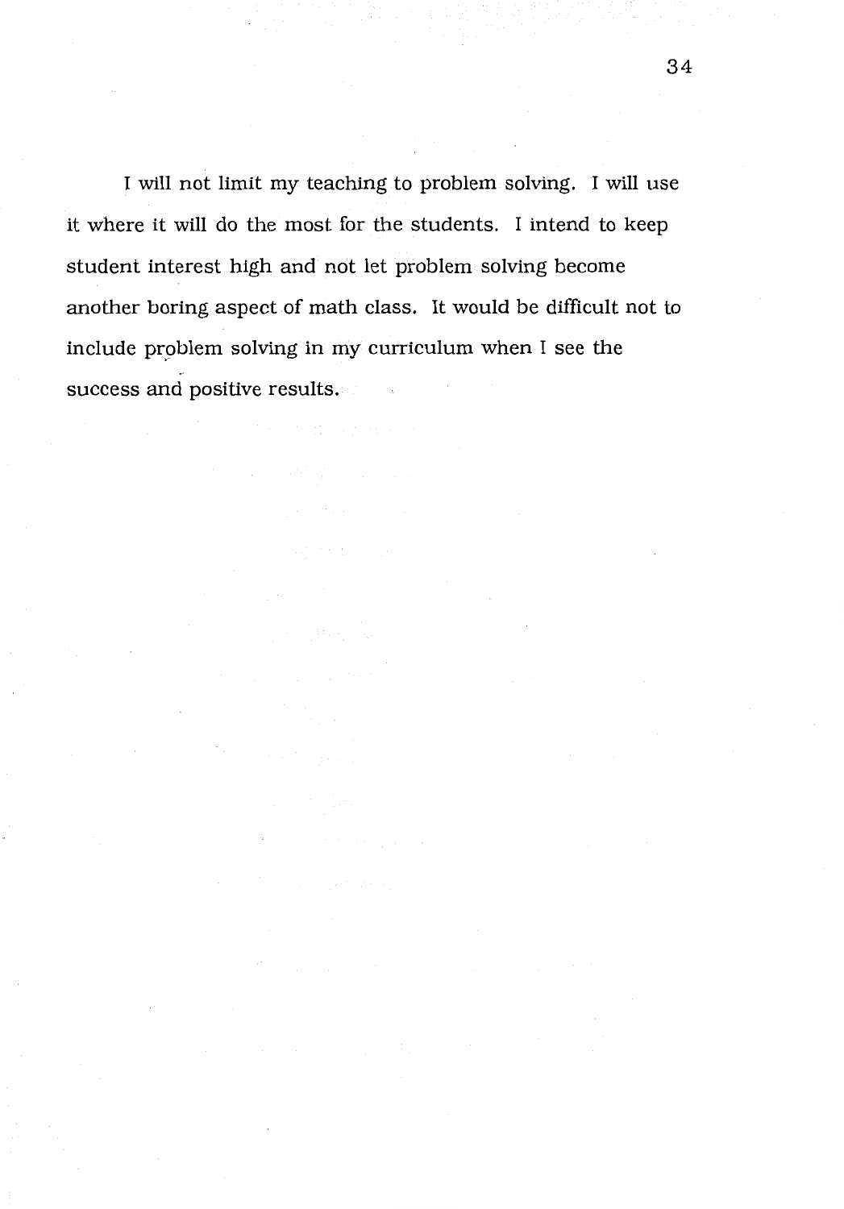I will not limit my teaching to problem solving. I will use it where it will do the most for the students. I intend to keep student interest high and not let problem solving become another boring aspect of math class. It would be difficult not to include problem solving in my curriculum when I see the success and positive results.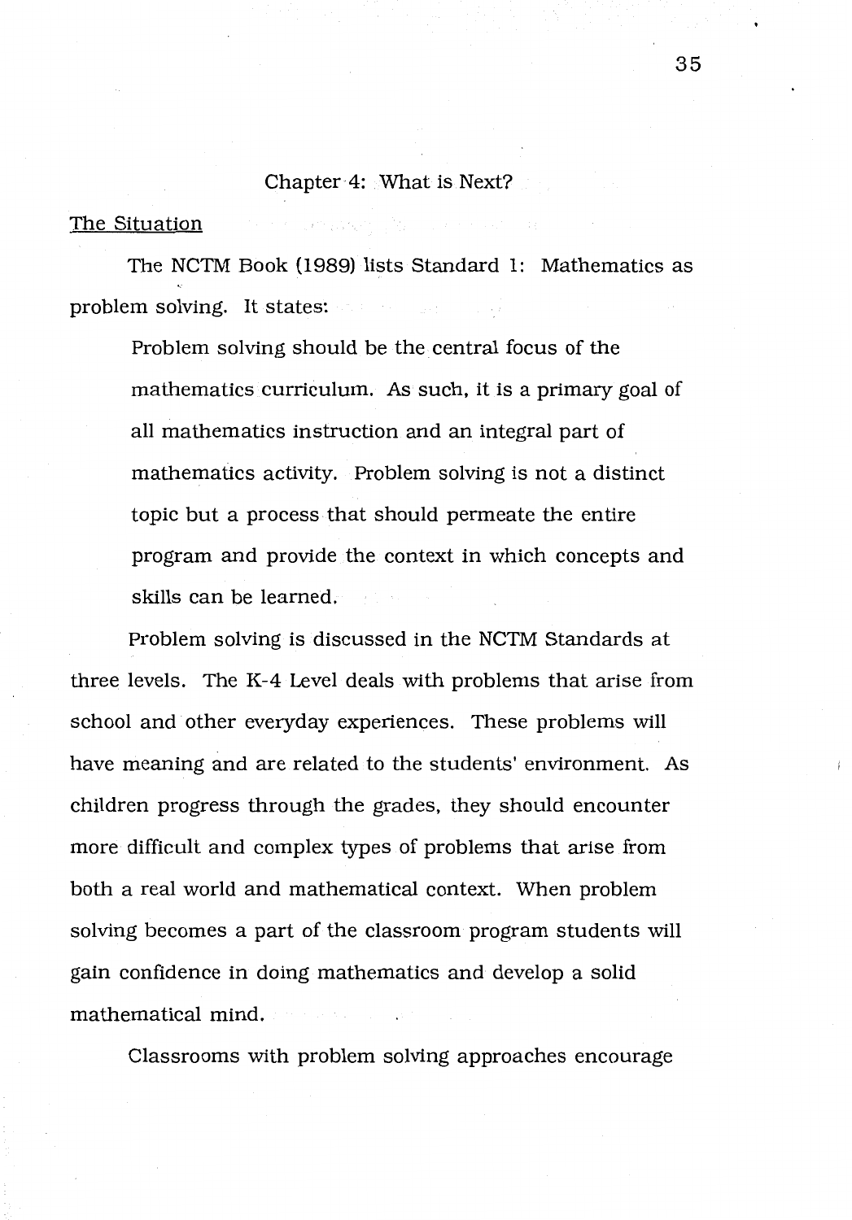# Chapter 4: What is Next?

## The Situation

The NCTM Book (1989) lists Standard 1: Mathematics as problem solving. It states:

> Problem solving should be the central focus of the mathematics curriculum. As such, it is a primary goal of all mathematics instruction and an integral part of mathematics activity. Problem solving is not a distinct topic but a process that should permeate the entire program and provide the context in which concepts and skills can be learned.

Problem solving is discussed in the NCTM Standards at three levels. The K-4 Level deals with problems that arise from school and other everyday experiences. These problems will have meaning and are related to the students' environment. As children progress through the grades, they should encounter more difficult and complex types of problems that arise from both a real world and mathematical context. When problem solving becomes a part of the classroom program students will gain confidence in doing mathematics and develop a solid mathematical mind.

Classrooms with problem solving approaches encourage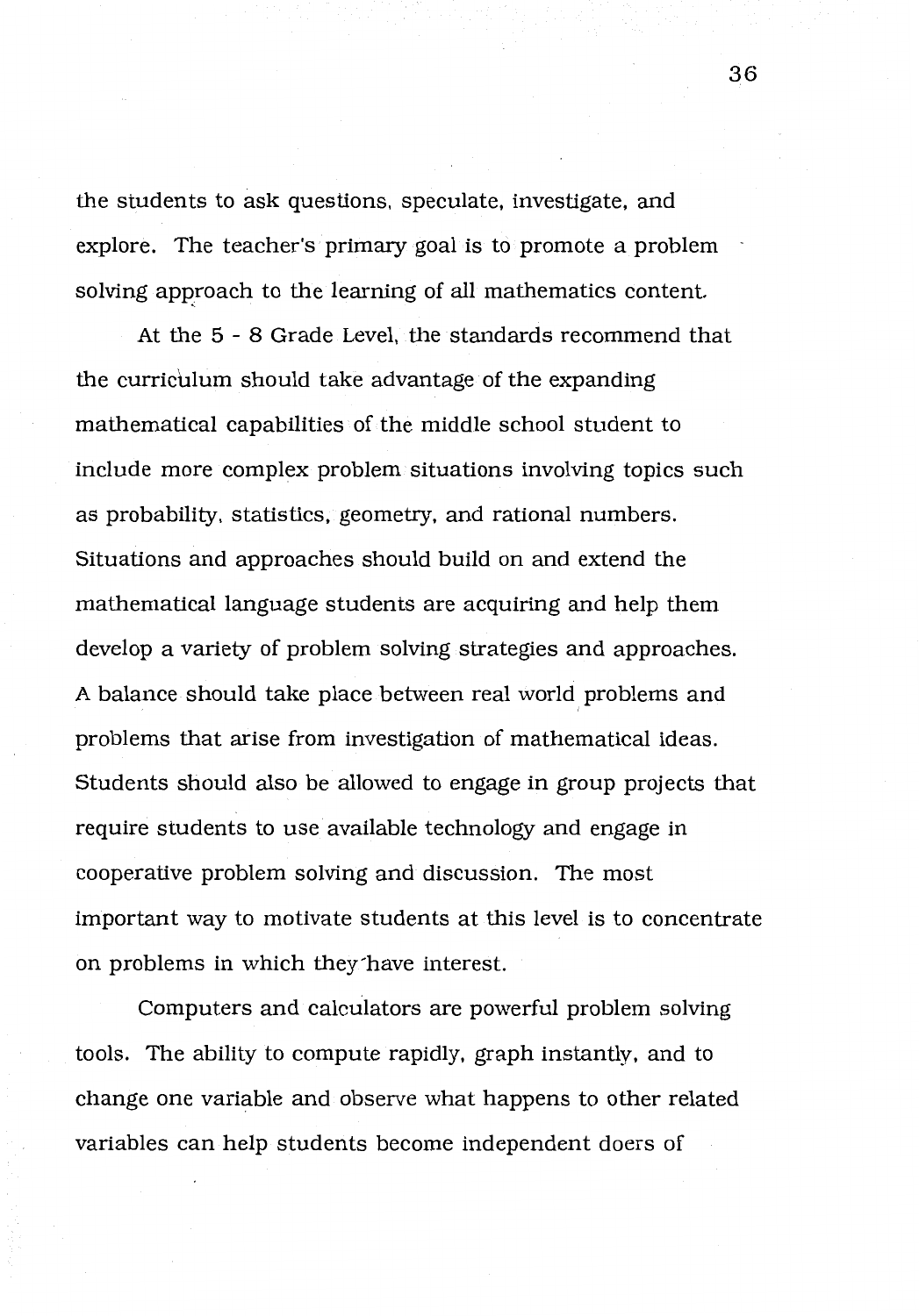the students to ask questions, speculate, investigate, and explore. The teacher's primary goal is to promote a problem solving approach to the learning of all mathematics content.

At the 5 - 8 Grade Level, the standards recommend that the curriculum should take advantage of the expanding mathematical capabilities of the middle school student to include more complex problem situations involving topics such as probability, statistics, geometry, and rational numbers. Situations and approaches should build on and extend the mathematical language students are acquiring and help them develop a variety of problem solving strategies and approaches. A balance should take place between real world problems and problems that arise from investigation of mathematical ideas. Students should also be allowed to engage in group projects that require students to use available technology and engage in cooperative problem solving and discussion. The most important way to motivate students at this level is to concentrate on problems in which they have interest.

Computers and calculators are powerful problem solving tools. The ability to compute rapidly, graph instantly, and to change one variable and observe what happens to other related variables can help students become independent doers of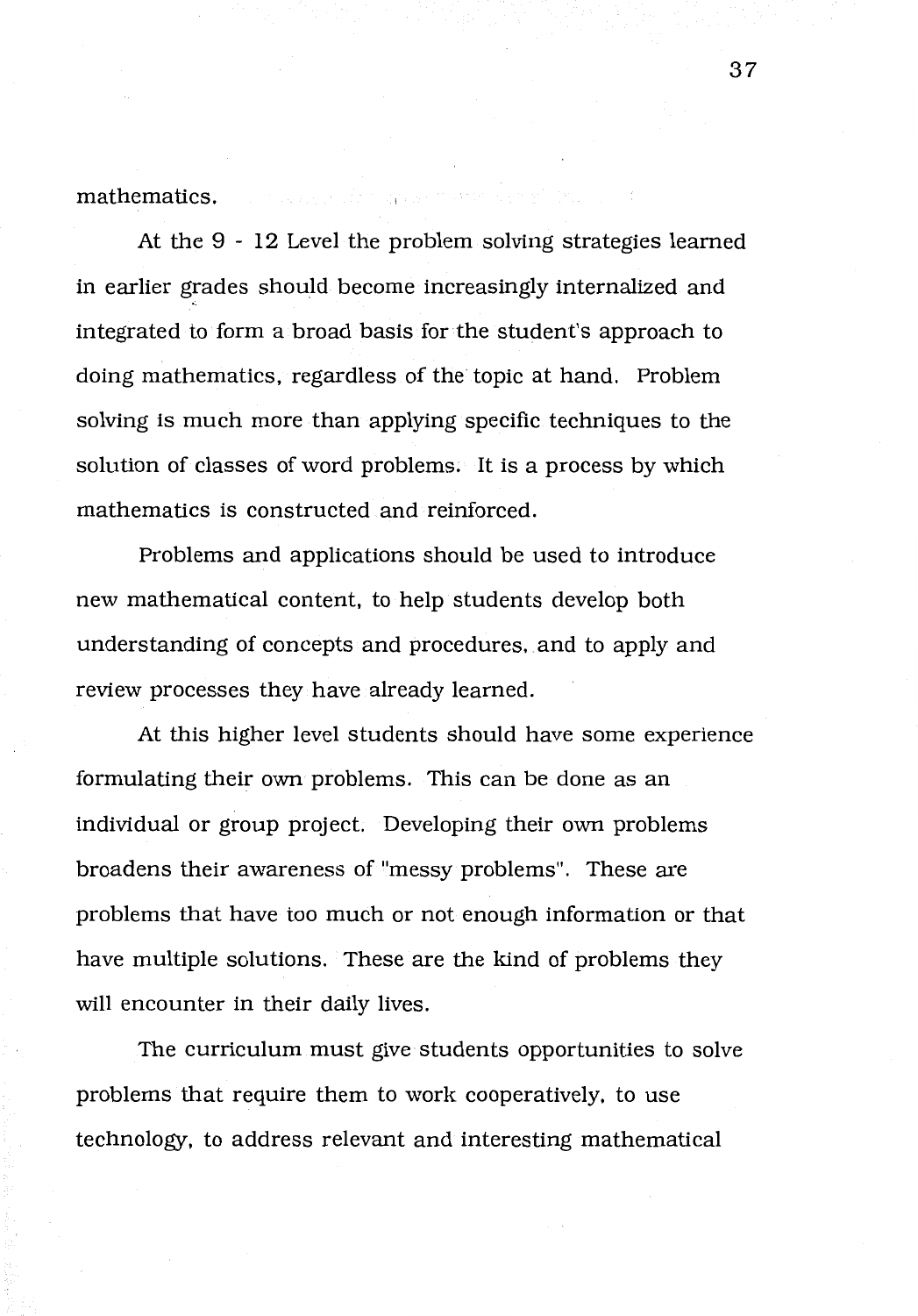mathematics.

At the 9 - 12 Level the problem solving strategies learned in earlier grades should become increasingly internalized and integrated to form a broad basis for the student's approach to doing mathematics, regardless of the topic at hand. Problem solving is much more than applying specific techniques to the solution of classes of word problems. It is a process by which mathematics is constructed and reinforced.

Problems and applications should be used to introduce new mathematical content, to help students develop both understanding of concepts and procedures, and to apply and review processes they have already learned.

At this higher level students should have some experience formulating their own problems. This can be done as an individual or group project. Developing their own problems broadens their awareness of "messy problems". These are problems that have too much or not enough information or that have multiple solutions. These are the kind of problems they will encounter in their daily lives.

The curriculum must give students opportunities to solve problems that require them to work cooperatively, to use technology, to address relevant and interesting mathematical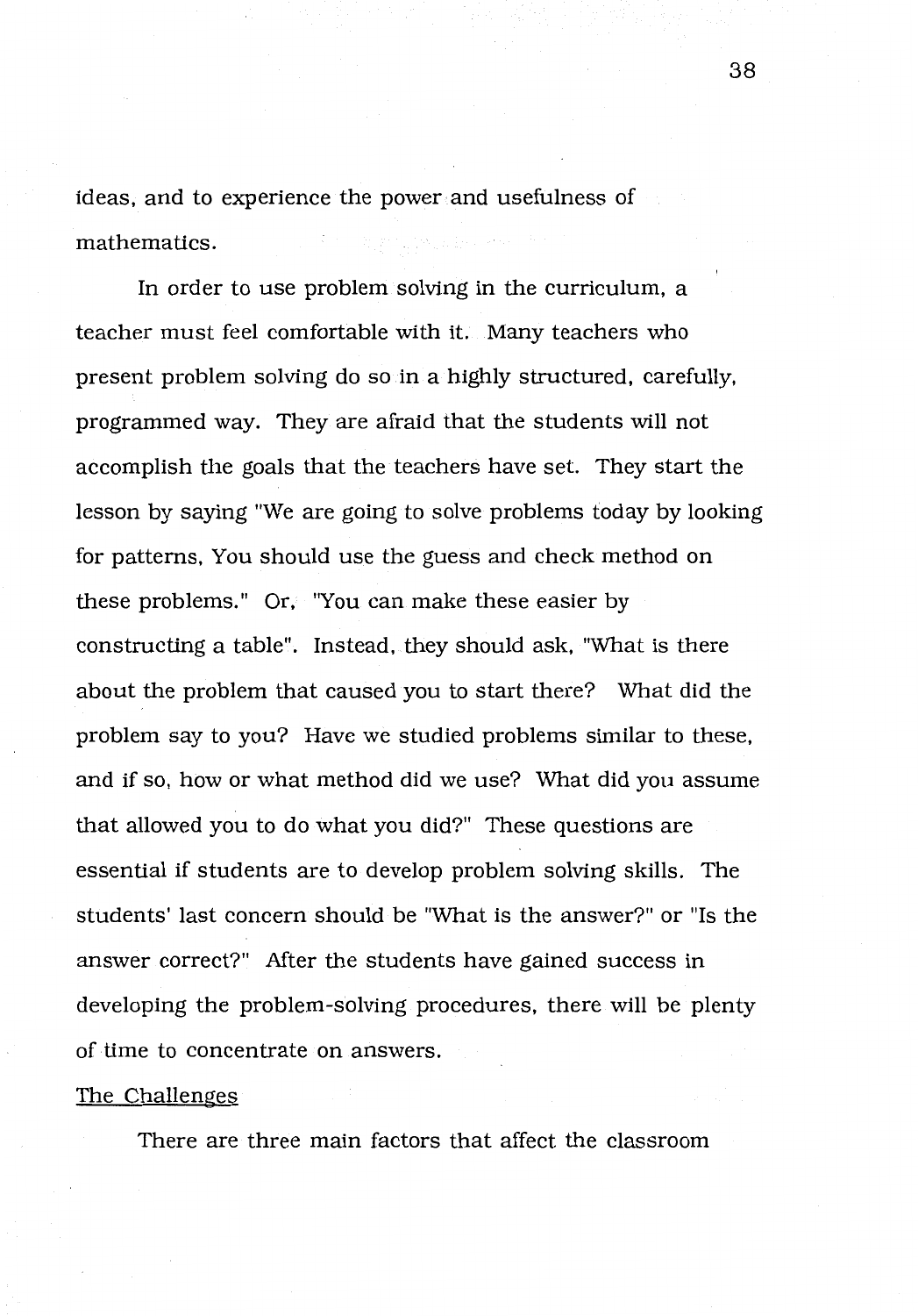ideas, and to experience the power and usefulness of mathematics.

In order to use problem solving in the curriculum, a teacher must feel comfortable with it. Many teachers who present problem solving do so in a highly structured, carefully, programmed way. They are afraid that the students will not accomplish the goals that the teachers have set. They start the lesson by saying "We are going to solve problems today by looking for patterns, You should use the guess and check method on these problems." Or, "You can make these easier by constructing a table". Instead, they should ask, "What is there about the problem that caused you to start there? What did the problem say to you? Have we studied problems similar to these, and if so, how or what method did we use? What did you assume that allowed you to do what you did?" These questions are essential if students are to develop problem solving skills. The students' last concern should be "What is the answer?" or "Is the answer correct?" After the students have gained success in developing the problem-solving procedures, there will be plenty of time to concentrate on answers.

## The Challenges

There are three main factors that affect the classroom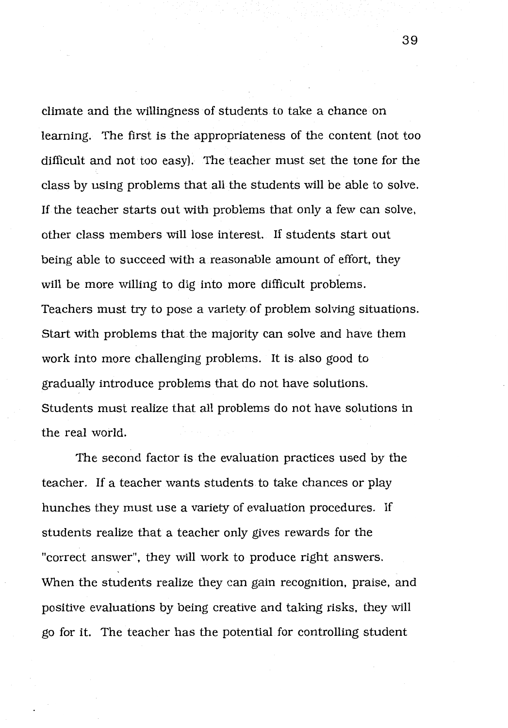climate and the willingness of students to take a chance on learning. The first is the appropriateness of the content (not too difficult and not too easy). The teacher must set the tone for the class by using problems that all the students will be able to solve. If the teacher starts out with problems that only a few can solve, other class members will lose interest. If students start out being able to succeed with a reasonable amount of effort, they will be more willing to dig into more difficult problems. Teachers must try to pose a variety of problem solving situations. Start with problems that the majority can solve and have them work into more challenging problems. It is also good to gradually introduce problems that do not have solutions. Students must realize that all problems do not have solutions in the real world.

The second factor is the evaluation practices used by the teacher. If a teacher wants students to take chances or play hunches they must use a variety of evaluation procedures. If students realize that a teacher only gives rewards for the "correct answer", they will work to produce right answers. When the students realize they can gain recognition, praise, and positive evaluations by being creative and taking risks, they will go for it. The teacher has the potential for controlling student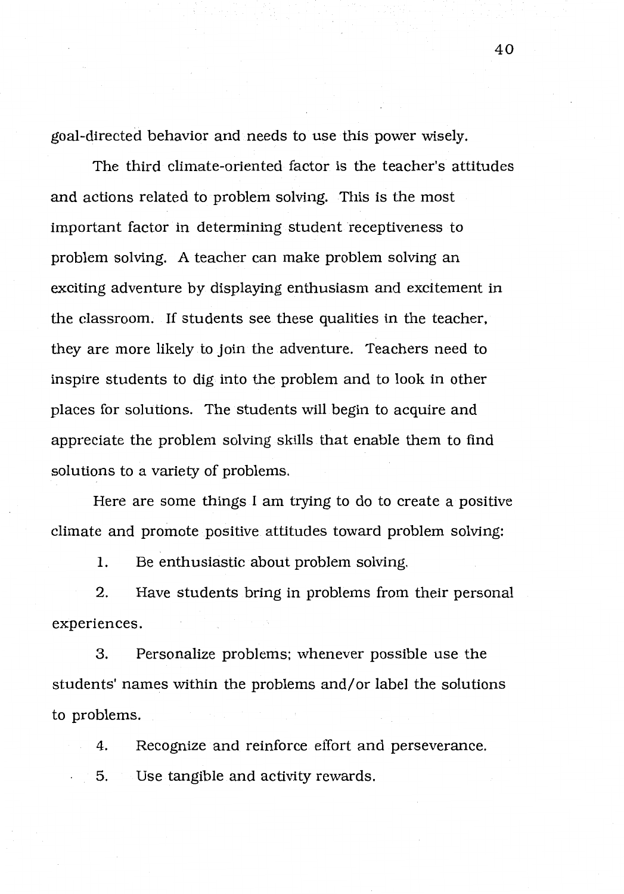goal-directed behavior and needs to use this power wisely.

The third climate-oriented factor is the teacher's attitudes and actions related to problem solving. This is the most important factor in determining student receptiveness to problem solving. A teacher can make problem solving an exciting adventure by displaying enthusiasm and excitement in the classroom. If students see these qualities in the teacher, they are more likely to join the adventure. Teachers need to inspire students to dig into the problem and to look in other places for solutions. The students will begin to acquire and appreciate the problem solving skills that enable them to find solutions to a variety of problems.

Here are some things I am trying to do to create a positive climate and promote positive attitudes toward problem solving:

1. Be enthusiastic about problem solving.
2. Have students bring in problems from their personal experiences.
3. Personalize problems; whenever possible use the students' names within the problems and/or label the solutions to problems.
4. Recognize and reinforce effort and perseverance.
5. Use tangible and activity rewards.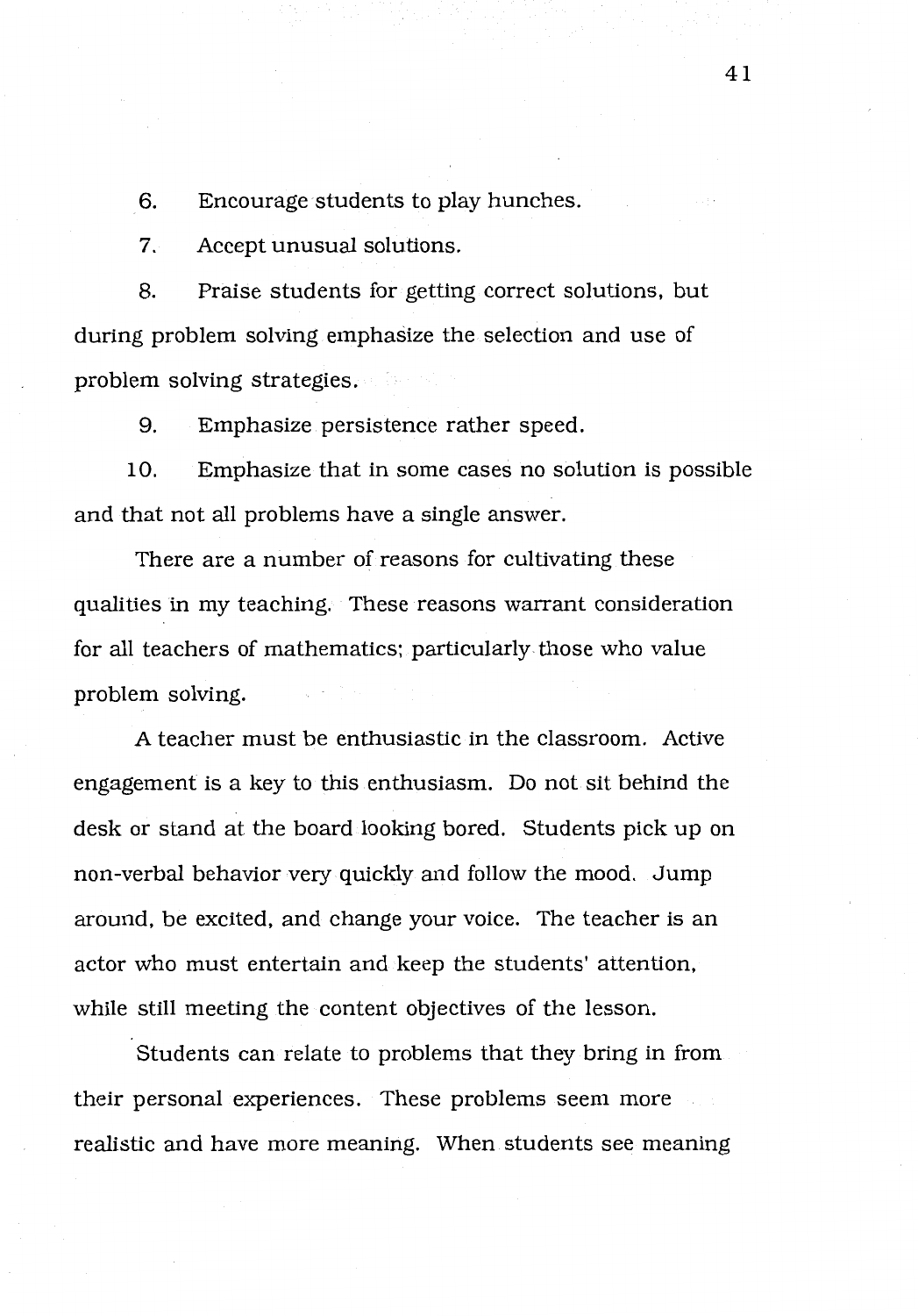6. Encourage students to play hunches.

7. Accept unusual solutions.

8. Praise students for getting correct solutions, but during problem solving emphasize the selection and use of problem solving strategies.

9. Emphasize persistence rather speed.

10. Emphasize that in some cases no solution is possible and that not all problems have a single answer.

There are a number of reasons for cultivating these qualities in my teaching. These reasons warrant consideration for all teachers of mathematics; particularly those who value problem solving.

A teacher must be enthusiastic in the classroom. Active engagement is a key to this enthusiasm. Do not sit behind the desk or stand at the board looking bored. Students pick up on non-verbal behavior very quickly and follow the mood. Jump around, be excited, and change your voice. The teacher is an actor who must entertain and keep the students' attention, while still meeting the content objectives of the lesson.

Students can relate to problems that they bring in from their personal experiences. These problems seem more realistic and have more meaning. When students see meaning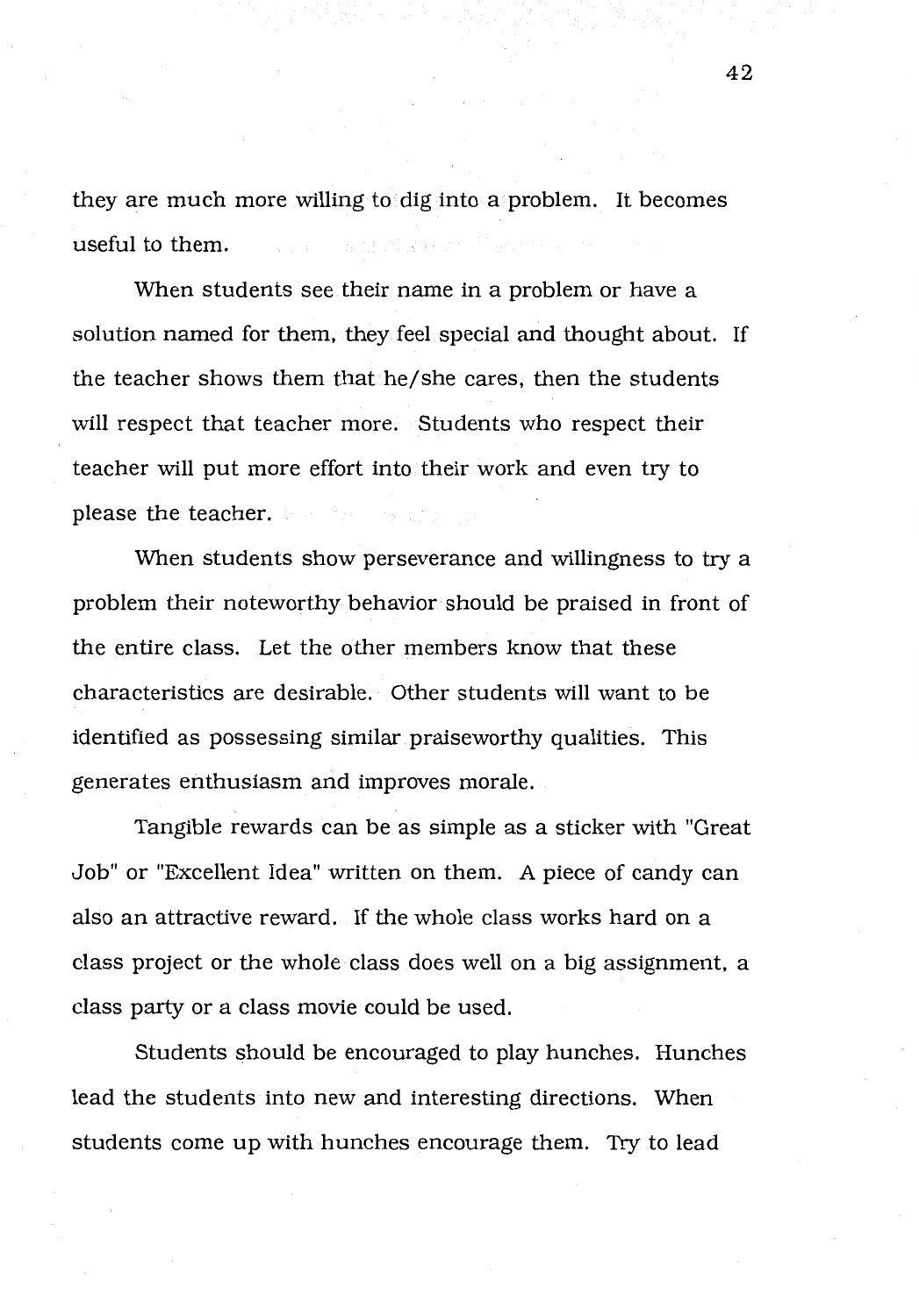they are much more willing to dig into a problem. It becomes useful to them.

When students see their name in a problem or have a solution named for them, they feel special and thought about. If the teacher shows them that he/she cares, then the students will respect that teacher more. Students who respect their teacher will put more effort into their work and even try to please the teacher.

When students show perseverance and willingness to try a problem their noteworthy behavior should be praised in front of the entire class. Let the other members know that these characteristics are desirable. Other students will want to be identified as possessing similar praiseworthy qualities. This generates enthusiasm and improves morale.

Tangible rewards can be as simple as a sticker with "Great Job" or "Excellent Idea" written on them. A piece of candy can also an attractive reward. If the whole class works hard on a class project or the whole class does well on a big assignment, a class party or a class movie could be used.

Students should be encouraged to play hunches. Hunches lead the students into new and interesting directions. When students come up with hunches encourage them. Try to lead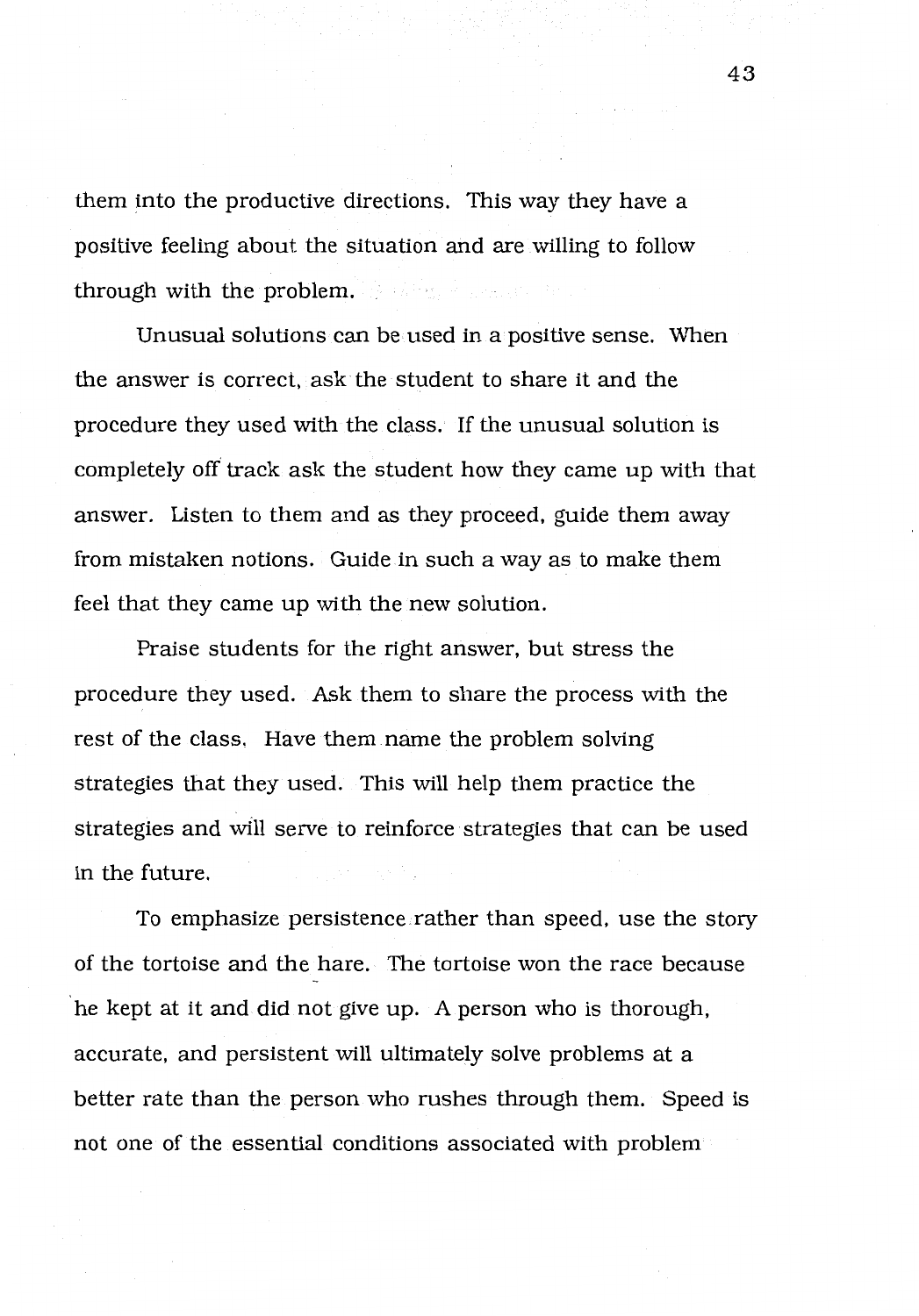them into the productive directions. This way they have a positive feeling about the situation and are willing to follow through with the problem.

Unusual solutions can be used in a positive sense. When the answer is correct, ask the student to share it and the procedure they used with the class. If the unusual solution is completely off track ask the student how they came up with that answer. Listen to them and as they proceed, guide them away from mistaken notions. Guide in such a way as to make them feel that they came up with the new solution.

Praise students for the right answer, but stress the procedure they used. Ask them to share the process with the rest of the class. Have them name the problem solving strategies that they used. This will help them practice the strategies and will serve to reinforce strategies that can be used in the future.

To emphasize persistence rather than speed, use the story of the tortoise and the hare. The tortoise won the race because he kept at it and did not give up. A person who is thorough, accurate, and persistent will ultimately solve problems at a better rate than the person who rushes through them. Speed is not one of the essential conditions associated with problem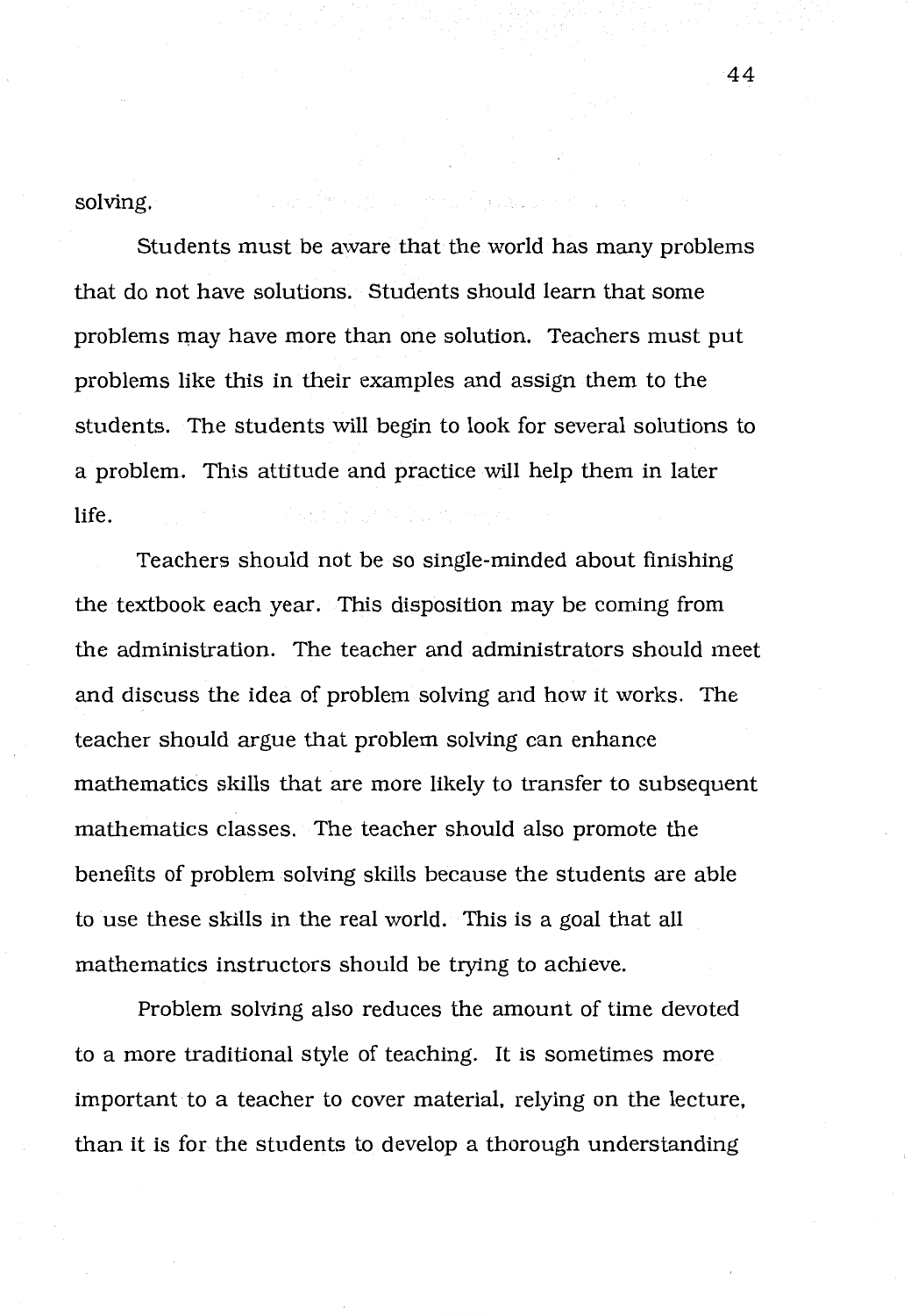solving.

Students must be aware that the world has many problems that do not have solutions. Students should learn that some problems may have more than one solution. Teachers must put problems like this in their examples and assign them to the students. The students will begin to look for several solutions to a problem. This attitude and practice will help them in later life.

Teachers should not be so single-minded about finishing the textbook each year. This disposition may be coming from the administration. The teacher and administrators should meet and discuss the idea of problem solving and how it works. The teacher should argue that problem solving can enhance mathematics skills that are more likely to transfer to subsequent mathematics classes. The teacher should also promote the benefits of problem solving skills because the students are able to use these skills in the real world. This is a goal that all mathematics instructors should be trying to achieve.

Problem solving also reduces the amount of time devoted to a more traditional style of teaching. It is sometimes more important to a teacher to cover material, relying on the lecture, than it is for the students to develop a thorough understanding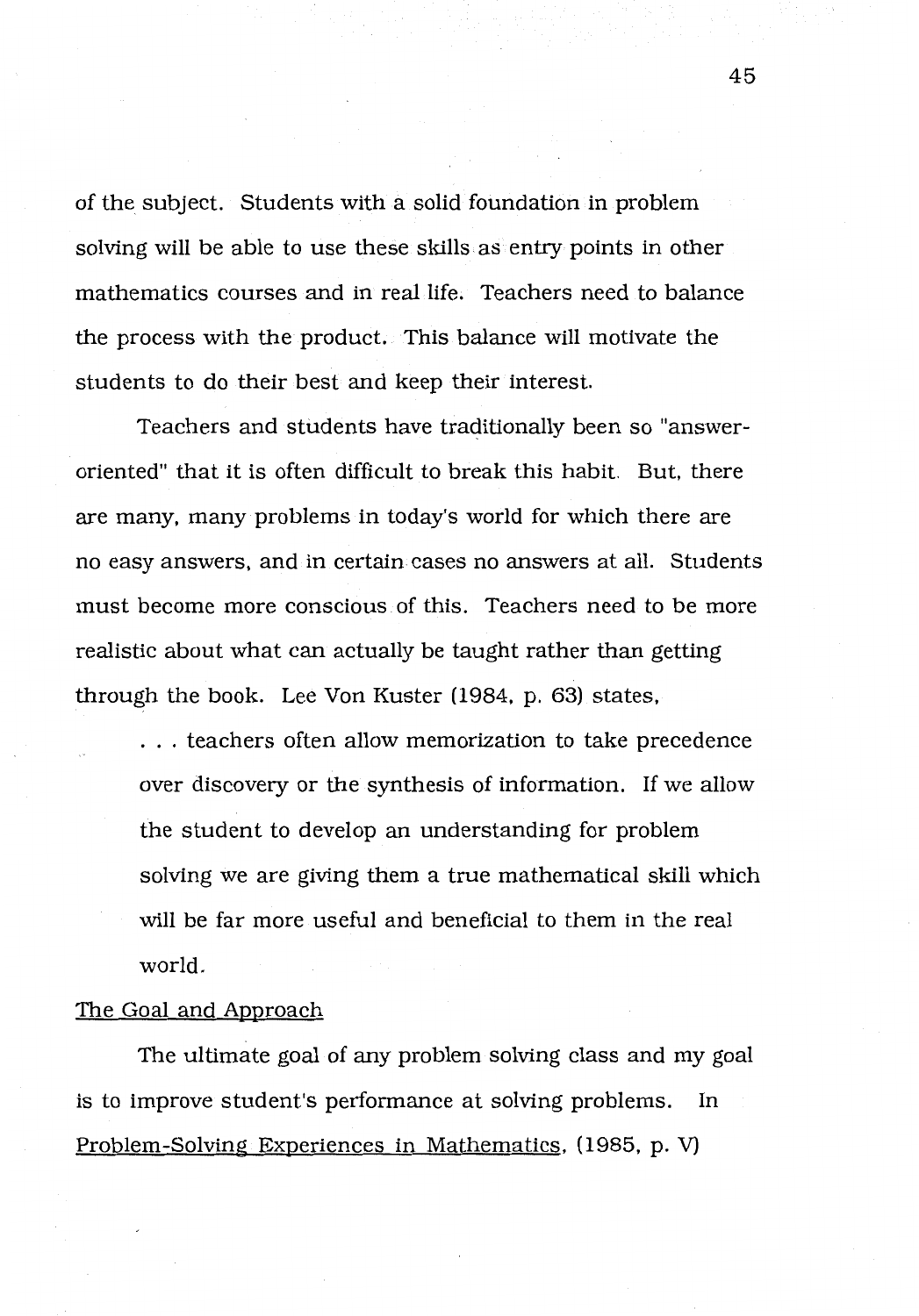of the subject. Students with a solid foundation in problem solving will be able to use these skills as entry points in other mathematics courses and in real life. Teachers need to balance the process with the product. This balance will motivate the students to do their best and keep their interest.

Teachers and students have traditionally been so "answer-oriented" that it is often difficult to break this habit. But, there are many, many problems in today's world for which there are no easy answers, and in certain cases no answers at all. Students must become more conscious of this. Teachers need to be more realistic about what can actually be taught rather than getting through the book. Lee Von Kuster (1984, p. 63) states,

> . . . teachers often allow memorization to take precedence over discovery or the synthesis of information. If we allow the student to develop an understanding for problem solving we are giving them a true mathematical skill which will be far more useful and beneficial to them in the real world.

### The Goal and Approach

The ultimate goal of any problem solving class and my goal is to improve student's performance at solving problems. In Problem-Solving Experiences in Mathematics, (1985, p. V)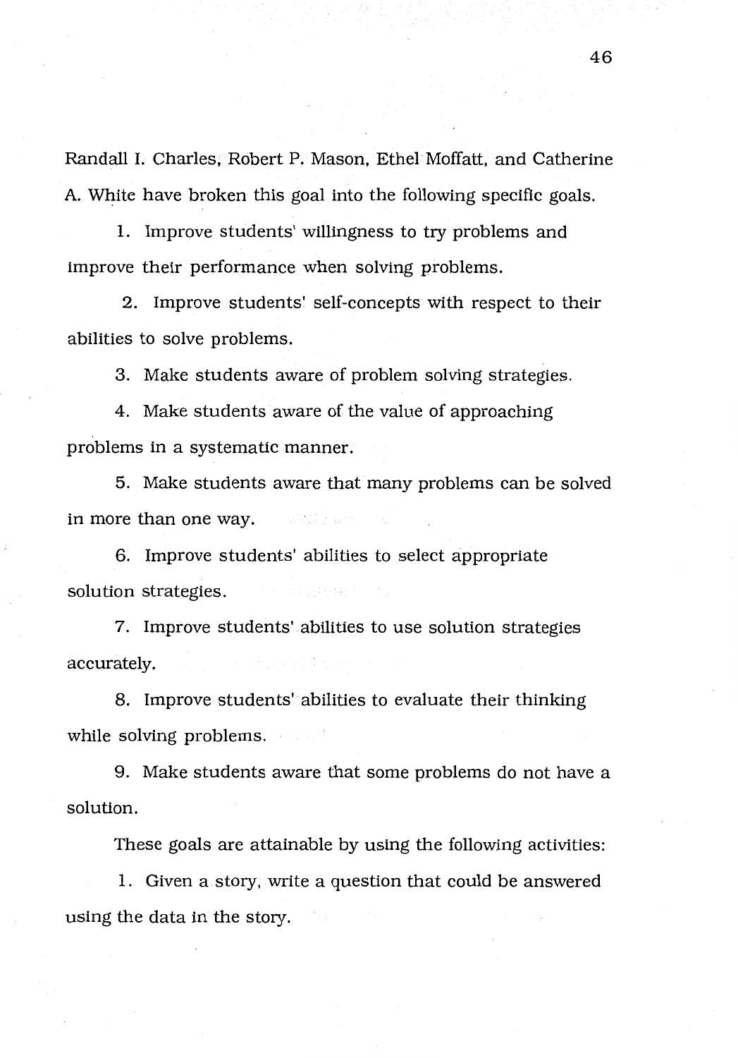Randall I. Charles, Robert P. Mason, Ethel Moffatt, and Catherine A. White have broken this goal into the following specific goals.

1. Improve students' willingness to try problems and improve their performance when solving problems.

2. Improve students' self-concepts with respect to their abilities to solve problems.

3. Make students aware of problem solving strategies.

4. Make students aware of the value of approaching problems in a systematic manner.

5. Make students aware that many problems can be solved in more than one way.

6. Improve students' abilities to select appropriate solution strategies.

7. Improve students' abilities to use solution strategies accurately.

8. Improve students' abilities to evaluate their thinking while solving problems.

9. Make students aware that some problems do not have a solution.

These goals are attainable by using the following activities:

1. Given a story, write a question that could be answered using the data in the story.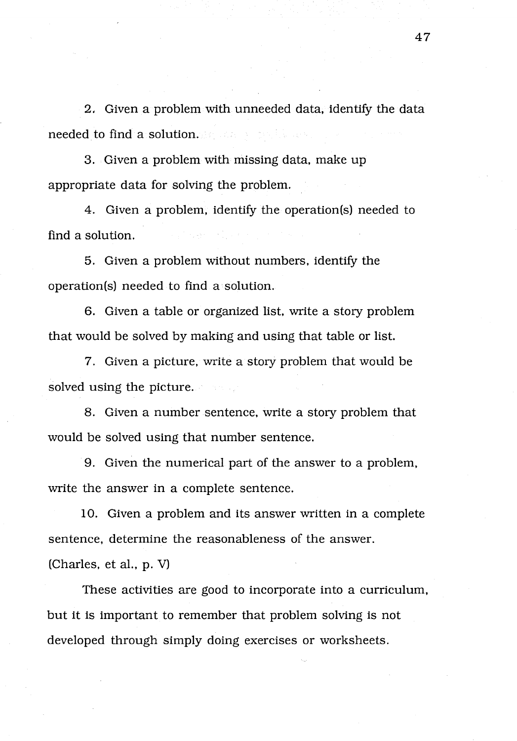2. Given a problem with unneeded data, identify the data needed to find a solution.

3. Given a problem with missing data, make up appropriate data for solving the problem.

4. Given a problem, identify the operation(s) needed to find a solution.

5. Given a problem without numbers, identify the operation(s) needed to find a solution.

6. Given a table or organized list, write a story problem that would be solved by making and using that table or list.

7. Given a picture, write a story problem that would be solved using the picture.

8. Given a number sentence, write a story problem that would be solved using that number sentence.

9. Given the numerical part of the answer to a problem, write the answer in a complete sentence.

10. Given a problem and its answer written in a complete sentence, determine the reasonableness of the answer.

(Charles, et al., p. V)

These activities are good to incorporate into a curriculum, but it is important to remember that problem solving is not developed through simply doing exercises or worksheets.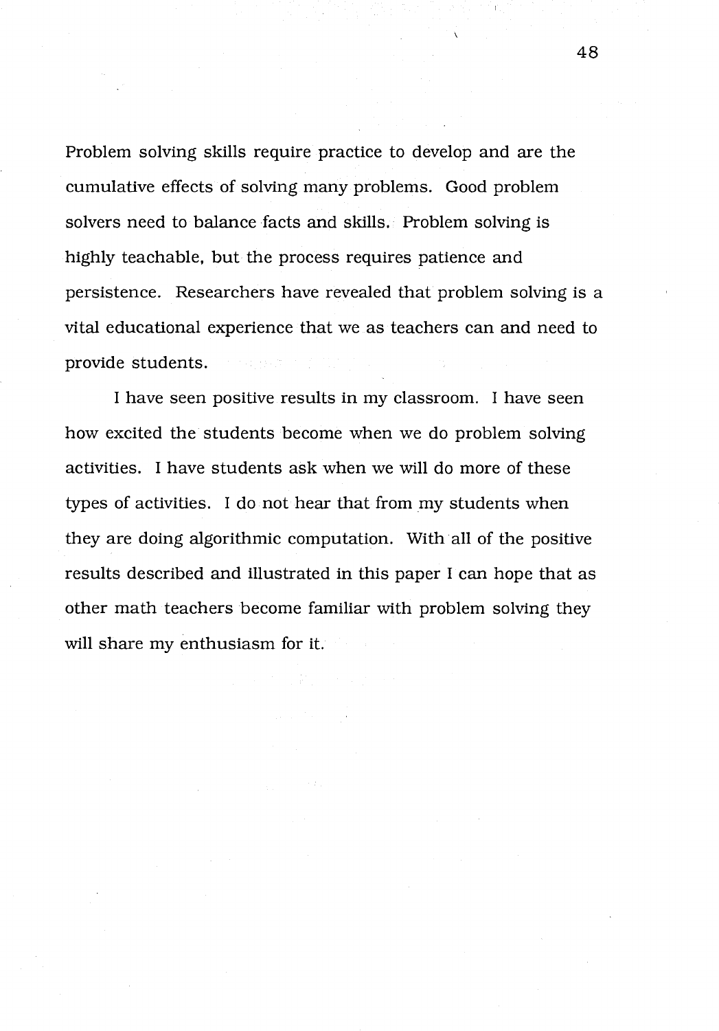Problem solving skills require practice to develop and are the cumulative effects of solving many problems. Good problem solvers need to balance facts and skills. Problem solving is highly teachable, but the process requires patience and persistence. Researchers have revealed that problem solving is a vital educational experience that we as teachers can and need to provide students.

I have seen positive results in my classroom. I have seen how excited the students become when we do problem solving activities. I have students ask when we will do more of these types of activities. I do not hear that from my students when they are doing algorithmic computation. With all of the positive results described and illustrated in this paper I can hope that as other math teachers become familiar with problem solving they will share my enthusiasm for it.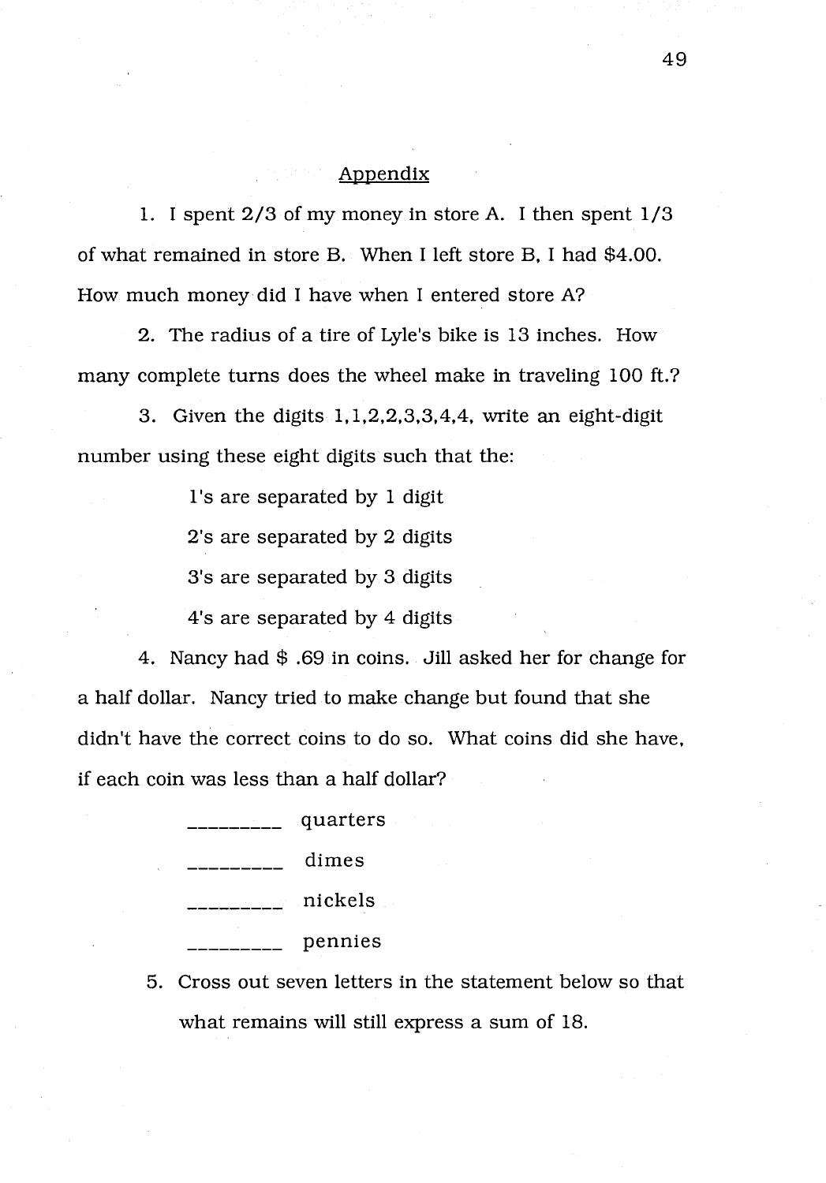## Appendix

1. I spent 2/3 of my money in store A. I then spent 1/3 of what remained in store B. When I left store B, I had \$4.00. How much money did I have when I entered store A?

2. The radius of a tire of Lyle's bike is 13 inches. How many complete turns does the wheel make in traveling 100 ft.?

3. Given the digits 1,1,2,2,3,3,4,4, write an eight-digit number using these eight digits such that the:

   1's are separated by 1 digit

   2's are separated by 2 digits

   3's are separated by 3 digits

   4's are separated by 4 digits

4. Nancy had \$ .69 in coins. Jill asked her for change for a half dollar. Nancy tried to make change but found that she didn't have the correct coins to do so. What coins did she have, if each coin was less than a half dollar?

   _________ quarters

   _________ dimes

   _________ nickels

   _________ pennies

5. Cross out seven letters in the statement below so that what remains will still express a sum of 18.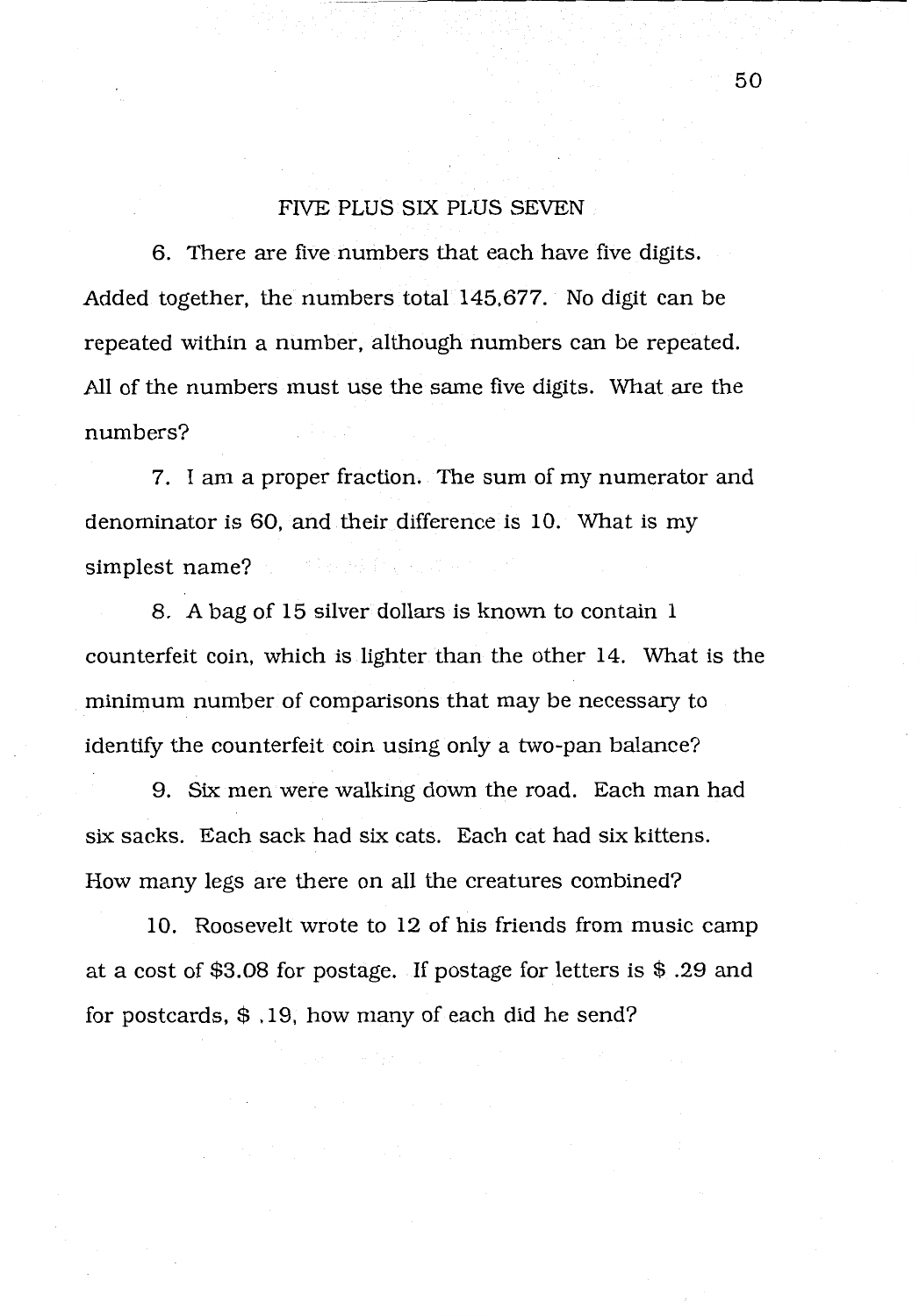## FIVE PLUS SIX PLUS SEVEN

6. There are five numbers that each have five digits. Added together, the numbers total 145,677. No digit can be repeated within a number, although numbers can be repeated. All of the numbers must use the same five digits. What are the numbers?

7. I am a proper fraction. The sum of my numerator and denominator is 60, and their difference is 10. What is my simplest name?

8. A bag of 15 silver dollars is known to contain 1 counterfeit coin, which is lighter than the other 14. What is the minimum number of comparisons that may be necessary to identify the counterfeit coin using only a two-pan balance?

9. Six men were walking down the road. Each man had six sacks. Each sack had six cats. Each cat had six kittens. How many legs are there on all the creatures combined?

10. Roosevelt wrote to 12 of his friends from music camp at a cost of \$3.08 for postage. If postage for letters is \$ .29 and for postcards, \$ .19, how many of each did he send?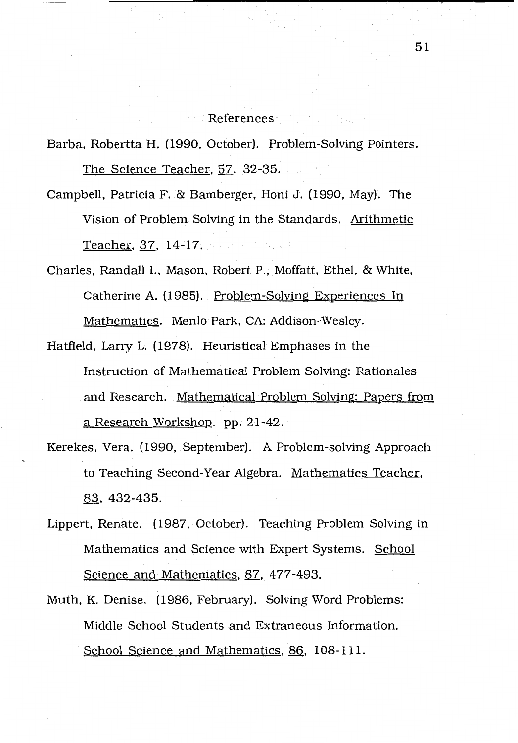# References

Barba, Robertta H. (1990, October). Problem-Solving Pointers. The Science Teacher, 57, 32-35.

Campbell, Patricia F. & Bamberger, Honi J. (1990, May). The Vision of Problem Solving in the Standards. Arithmetic Teacher, 37, 14-17.

Charles, Randall I., Mason, Robert P., Moffatt, Ethel, & White, Catherine A. (1985). Problem-Solving Experiences In Mathematics. Menlo Park, CA: Addison-Wesley.

Hatfield, Larry L. (1978). Heuristical Emphases in the Instruction of Mathematical Problem Solving: Rationales and Research. Mathematical Problem Solving: Papers from a Research Workshop. pp. 21-42.

Kerekes, Vera. (1990, September). A Problem-solving Approach to Teaching Second-Year Algebra. Mathematics Teacher, 83, 432-435.

Lippert, Renate. (1987, October). Teaching Problem Solving in Mathematics and Science with Expert Systems. School Science and Mathematics, 87, 477-493.

Muth, K. Denise. (1986, February). Solving Word Problems: Middle School Students and Extraneous Information. School Science and Mathematics, 86, 108-111.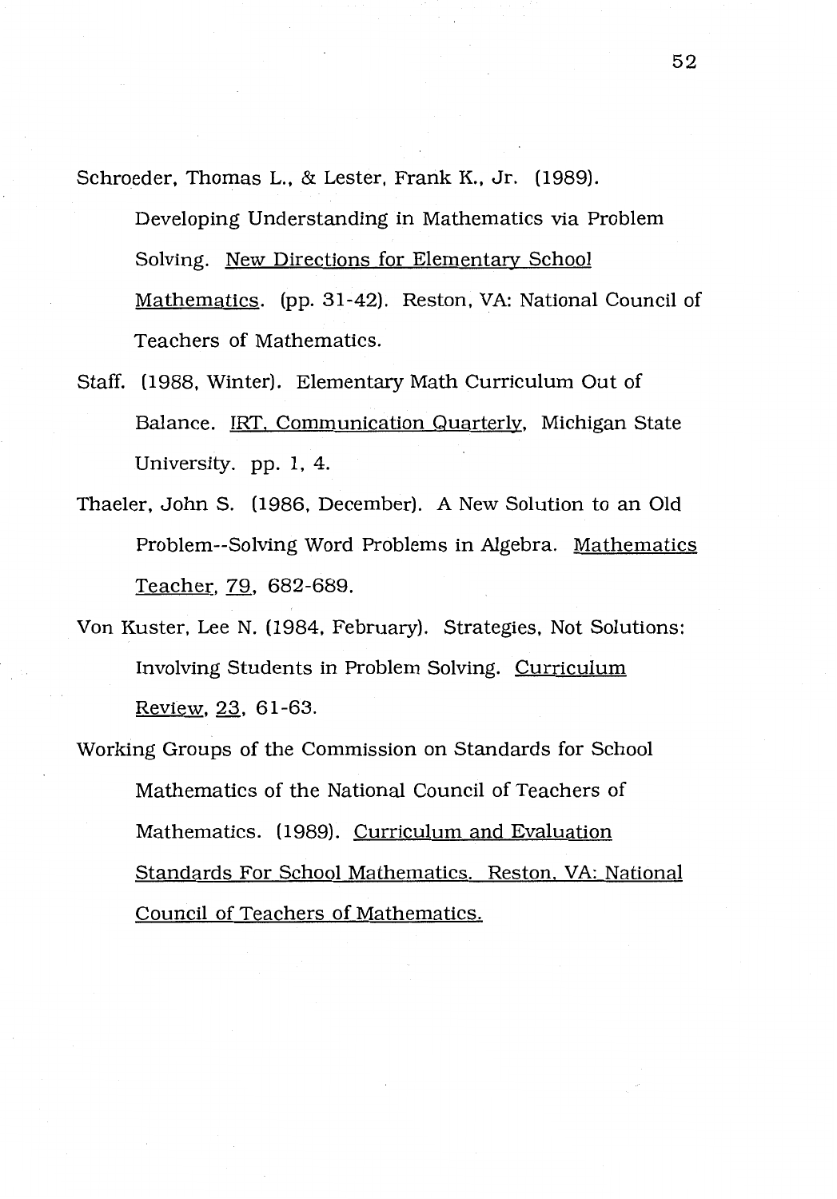Schroeder, Thomas L., & Lester, Frank K., Jr. (1989). Developing Understanding in Mathematics via Problem Solving. New Directions for Elementary School Mathematics. (pp. 31-42). Reston, VA: National Council of Teachers of Mathematics.

Staff. (1988, Winter). Elementary Math Curriculum Out of Balance. IRT. Communication Quarterly, Michigan State University. pp. 1, 4.

Thaeler, John S. (1986, December). A New Solution to an Old Problem--Solving Word Problems in Algebra. Mathematics Teacher, 79, 682-689.

Von Kuster, Lee N. (1984, February). Strategies, Not Solutions: Involving Students in Problem Solving. Curriculum Review, 23, 61-63.

Working Groups of the Commission on Standards for School Mathematics of the National Council of Teachers of Mathematics. (1989). Curriculum and Evaluation Standards For School Mathematics. Reston, VA: National Council of Teachers of Mathematics.